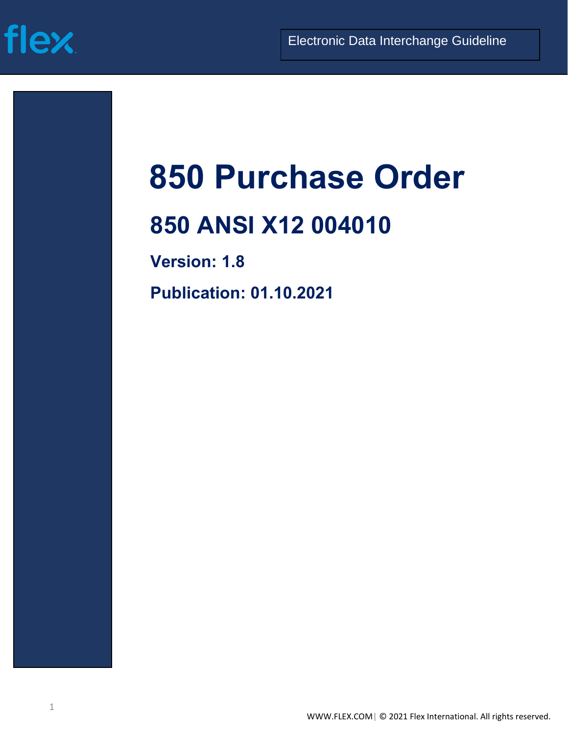flex

Electronic Data Interchange Guideline

# 850 Purchase Order

## 850 ANSI X12 004010

**Version: 1.8**

**Publication: 01.10.2021**

WWW.FLEX.COM | © 2021 Flex International. All rights reserved.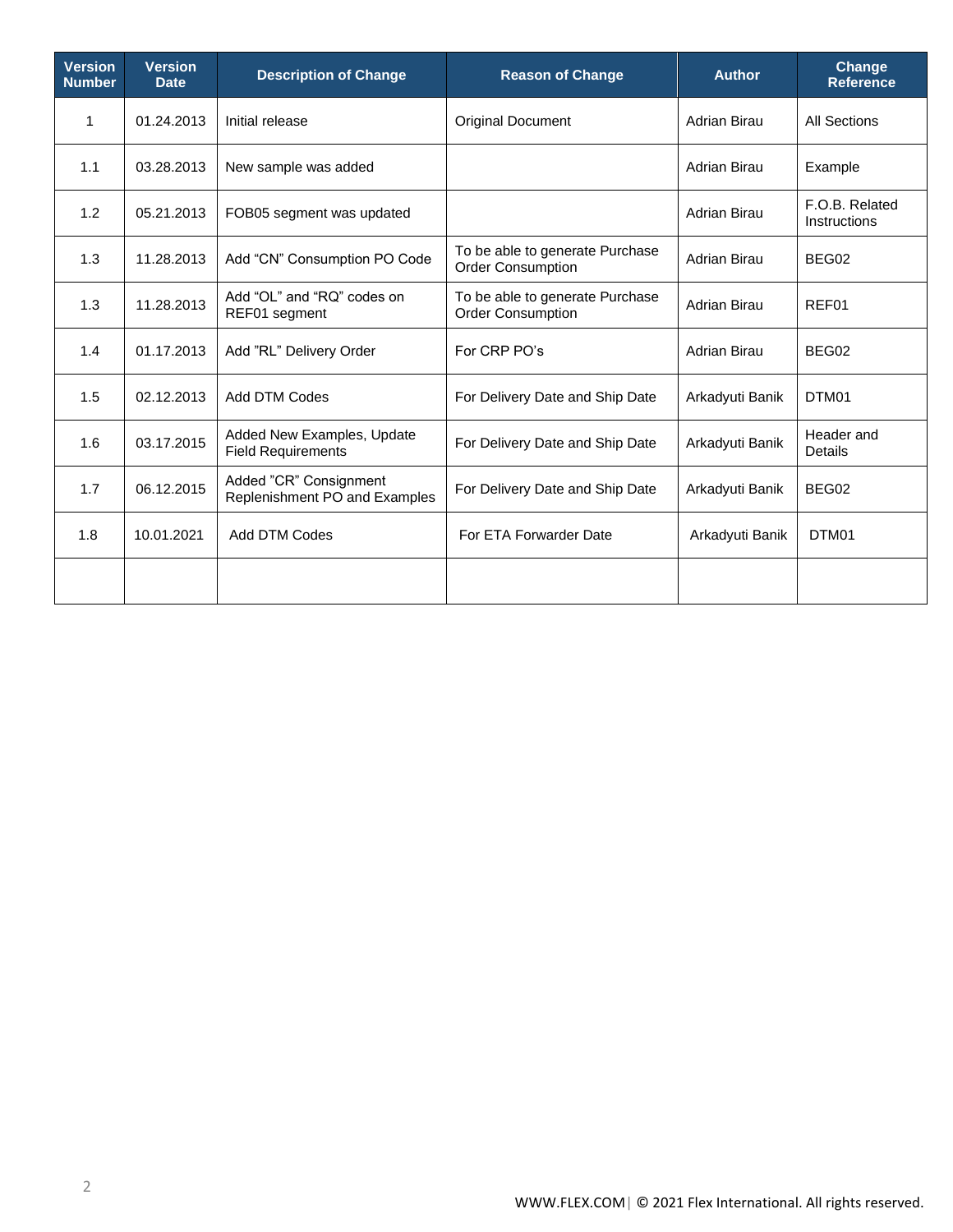| Version Number | Version Date | Description of Change | Reason of Change | Author | Change Reference |
|---|---|---|---|---|---|
| 1 | 01.24.2013 | Initial release | Original Document | Adrian Birau | All Sections |
| 1.1 | 03.28.2013 | New sample was added | | Adrian Birau | Example |
| 1.2 | 05.21.2013 | FOB05 segment was updated | | Adrian Birau | F.O.B. Related Instructions |
| 1.3 | 11.28.2013 | Add "CN" Consumption PO Code | To be able to generate Purchase Order Consumption | Adrian Birau | BEG02 |
| 1.3 | 11.28.2013 | Add "OL" and "RQ" codes on REF01 segment | To be able to generate Purchase Order Consumption | Adrian Birau | REF01 |
| 1.4 | 01.17.2013 | Add "RL" Delivery Order | For CRP PO's | Adrian Birau | BEG02 |
| 1.5 | 02.12.2013 | Add DTM Codes | For Delivery Date and Ship Date | Arkadyuti Banik | DTM01 |
| 1.6 | 03.17.2015 | Added New Examples, Update Field Requirements | For Delivery Date and Ship Date | Arkadyuti Banik | Header and Details |
| 1.7 | 06.12.2015 | Added "CR" Consignment Replenishment PO and Examples | For Delivery Date and Ship Date | Arkadyuti Banik | BEG02 |
| 1.8 | 10.01.2021 | Add DTM Codes | For ETA Forwarder Date | Arkadyuti Banik | DTM01 |
| | | | | | |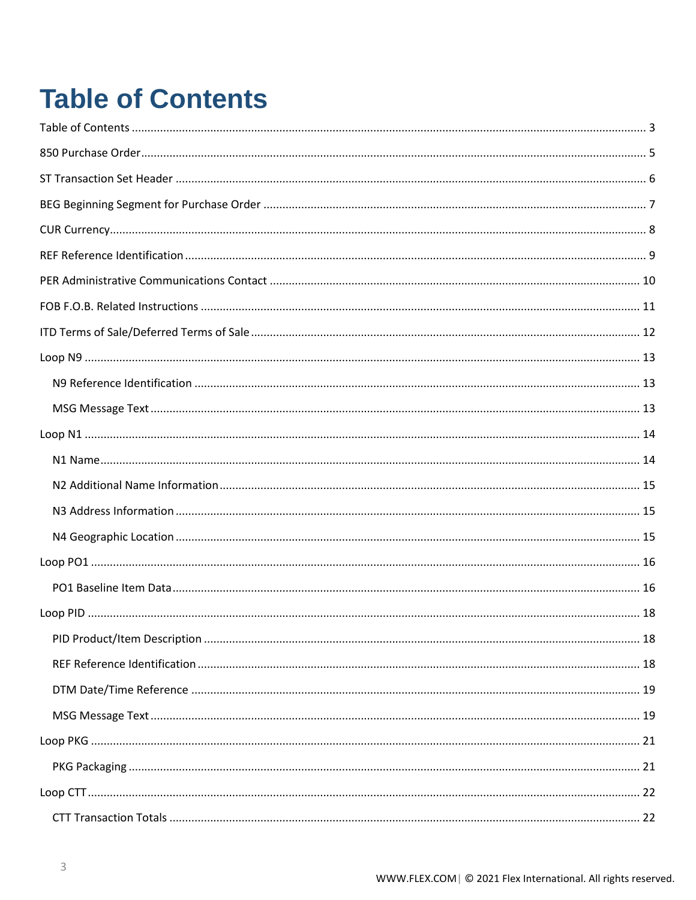# Table of Contents

Table of Contents ........................................................................................ 3

850 Purchase Order ........................................................................................ 5

ST Transaction Set Header ........................................................................................ 6

BEG Beginning Segment for Purchase Order ........................................................................................ 7

CUR Currency ........................................................................................ 8

REF Reference Identification ........................................................................................ 9

PER Administrative Communications Contact ........................................................................................ 10

FOB F.O.B. Related Instructions ........................................................................................ 11

ITD Terms of Sale/Deferred Terms of Sale ........................................................................................ 12

Loop N9 ........................................................................................ 13

- N9 Reference Identification ........................................................................................ 13
- MSG Message Text ........................................................................................ 13

Loop N1 ........................................................................................ 14

- N1 Name ........................................................................................ 14
- N2 Additional Name Information ........................................................................................ 15
- N3 Address Information ........................................................................................ 15
- N4 Geographic Location ........................................................................................ 15

Loop PO1 ........................................................................................ 16

- PO1 Baseline Item Data ........................................................................................ 16

Loop PID ........................................................................................ 18

- PID Product/Item Description ........................................................................................ 18
- REF Reference Identification ........................................................................................ 18
- DTM Date/Time Reference ........................................................................................ 19
- MSG Message Text ........................................................................................ 19

Loop PKG ........................................................................................ 21

- PKG Packaging ........................................................................................ 21

Loop CTT ........................................................................................ 22

- CTT Transaction Totals ........................................................................................ 22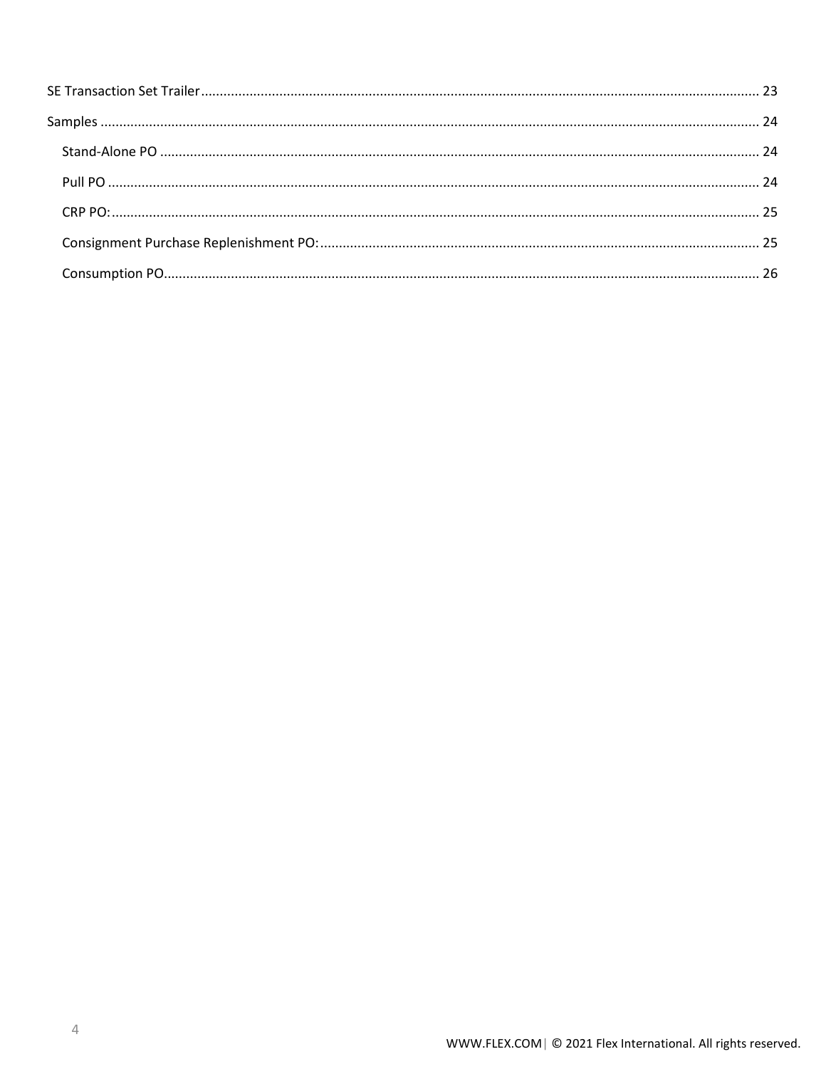SE Transaction Set Trailer ........................................................................................................................................................ 23

Samples ................................................................................................................................................................................ 24

- Stand-Alone PO ................................................................................................................................................................ 24
- Pull PO ............................................................................................................................................................................... 24
- CRP PO: ............................................................................................................................................................................. 25
- Consignment Purchase Replenishment PO: ...................................................................................................................... 25
- Consumption PO ............................................................................................................................................................... 26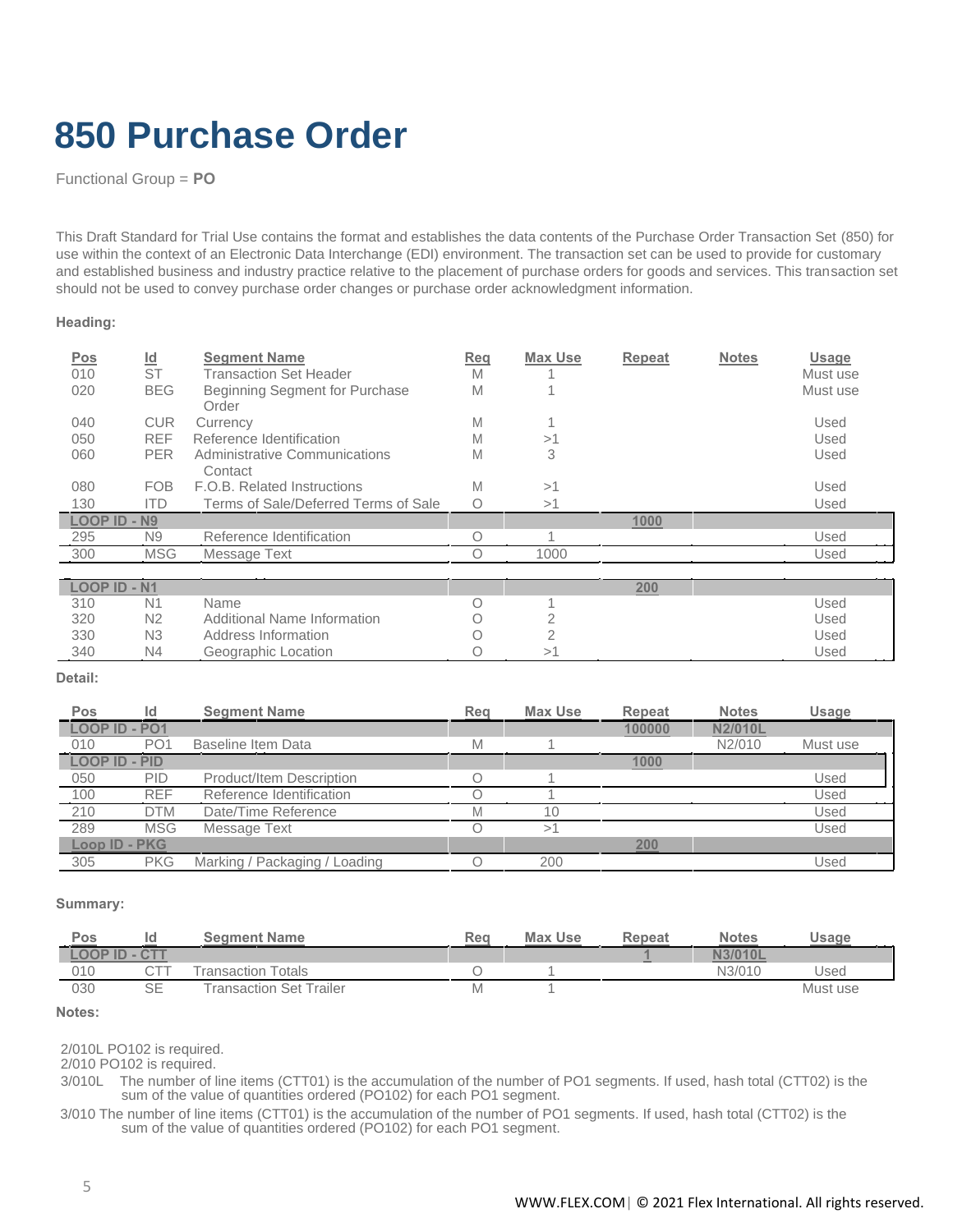# 850 Purchase Order

Functional Group = **PO**

This Draft Standard for Trial Use contains the format and establishes the data contents of the Purchase Order Transaction Set (850) for use within the context of an Electronic Data Interchange (EDI) environment. The transaction set can be used to provide for customary and established business and industry practice relative to the placement of purchase orders for goods and services. This transaction set should not be used to convey purchase order changes or purchase order acknowledgment information.

**Heading:**

| Pos | Id | Segment Name | Req | Max Use | Repeat | Notes | Usage |
|---|---|---|---|---|---|---|---|
| 010 | ST | Transaction Set Header | M | 1 | | | Must use |
| 020 | BEG | Beginning Segment for Purchase Order | M | 1 | | | Must use |
| 040 | CUR | Currency | M | 1 | | | Used |
| 050 | REF | Reference Identification | M | >1 | | | Used |
| 060 | PER | Administrative Communications Contact | M | 3 | | | Used |
| 080 | FOB | F.O.B. Related Instructions | M | >1 | | | Used |
| 130 | ITD | Terms of Sale/Deferred Terms of Sale | O | >1 | | | Used |
| LOOP ID - N9 | | | | | 1000 | | |
| 295 | N9 | Reference Identification | O | 1 | | | Used |
| 300 | MSG | Message Text | O | 1000 | | | Used |
| LOOP ID - N1 | | | | | 200 | | |
| 310 | N1 | Name | O | 1 | | | Used |
| 320 | N2 | Additional Name Information | O | 2 | | | Used |
| 330 | N3 | Address Information | O | 2 | | | Used |
| 340 | N4 | Geographic Location | O | >1 | | | Used |

**Detail:**

| Pos | Id | Segment Name | Req | Max Use | Repeat | Notes | Usage |
|---|---|---|---|---|---|---|---|
| LOOP ID - PO1 | | | | | 100000 | N2/010L | |
| 010 | PO1 | Baseline Item Data | M | 1 | | N2/010 | Must use |
| LOOP ID - PID | | | | | 1000 | | |
| 050 | PID | Product/Item Description | O | 1 | | | Used |
| 100 | REF | Reference Identification | O | 1 | | | Used |
| 210 | DTM | Date/Time Reference | M | 10 | | | Used |
| 289 | MSG | Message Text | O | >1 | | | Used |
| Loop ID - PKG | | | | | 200 | | |
| 305 | PKG | Marking / Packaging / Loading | O | 200 | | | Used |

**Summary:**

| Pos | Id | Segment Name | Req | Max Use | Repeat | Notes | Usage |
|---|---|---|---|---|---|---|---|
| LOOP ID - CTT | | | | | 1 | N3/010L | |
| 010 | CTT | Transaction Totals | O | 1 | | N3/010 | Used |
| 030 | SE | Transaction Set Trailer | M | 1 | | | Must use |

**Notes:**

2/010L PO102 is required.

2/010 PO102 is required.

3/010L The number of line items (CTT01) is the accumulation of the number of PO1 segments. If used, hash total (CTT02) is the sum of the value of quantities ordered (PO102) for each PO1 segment.

3/010 The number of line items (CTT01) is the accumulation of the number of PO1 segments. If used, hash total (CTT02) is the sum of the value of quantities ordered (PO102) for each PO1 segment.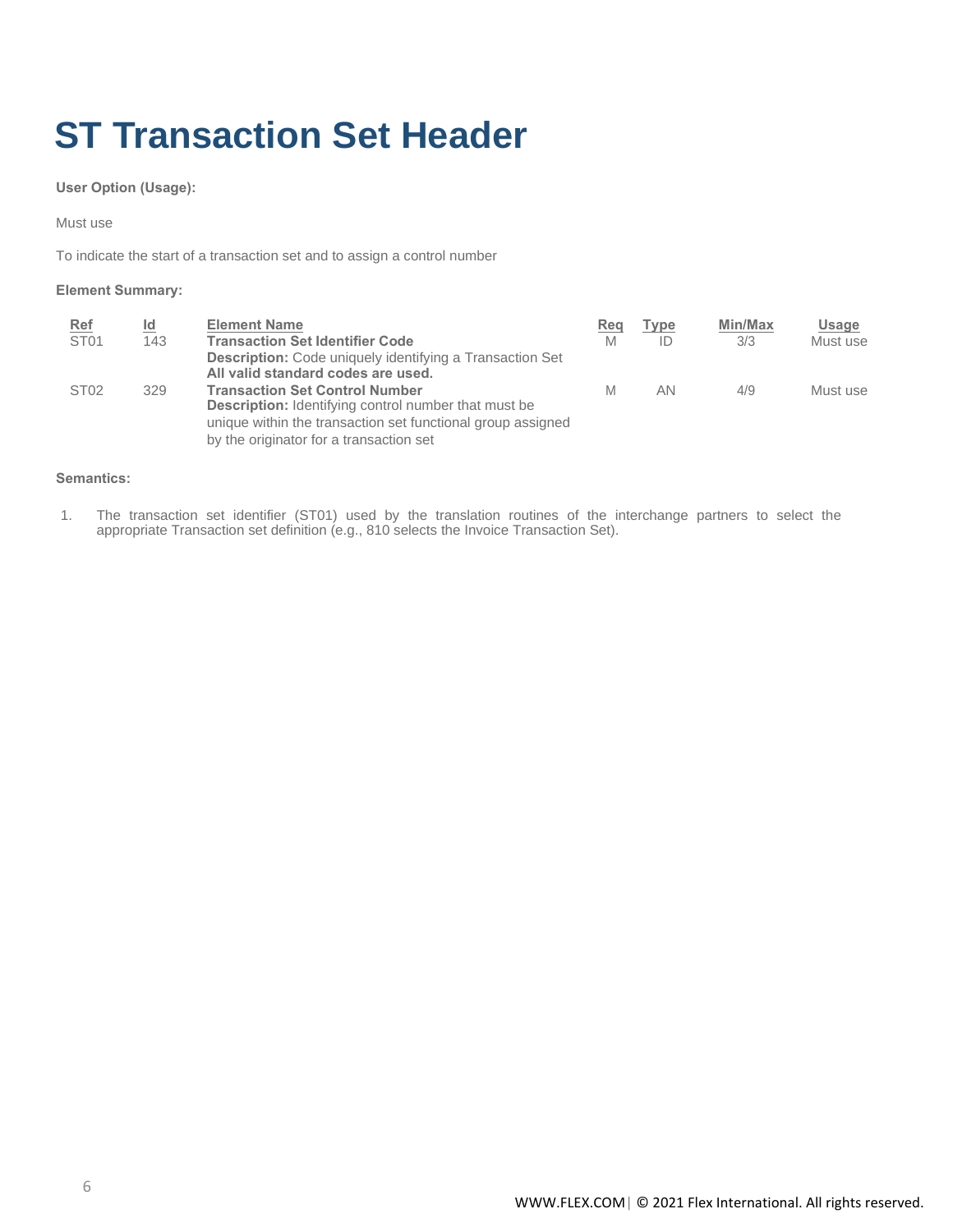# ST Transaction Set Header

**User Option (Usage):**

Must use

To indicate the start of a transaction set and to assign a control number

**Element Summary:**

| Ref | Id | Element Name | Req | Type | Min/Max | Usage |
|---|---|---|---|---|---|---|
| ST01 | 143 | **Transaction Set Identifier Code**<br>**Description:** Code uniquely identifying a Transaction Set<br>**All valid standard codes are used.** | M | ID | 3/3 | Must use |
| ST02 | 329 | **Transaction Set Control Number**<br>**Description:** Identifying control number that must be unique within the transaction set functional group assigned by the originator for a transaction set | M | AN | 4/9 | Must use |

**Semantics:**

1. The transaction set identifier (ST01) used by the translation routines of the interchange partners to select the appropriate Transaction set definition (e.g., 810 selects the Invoice Transaction Set).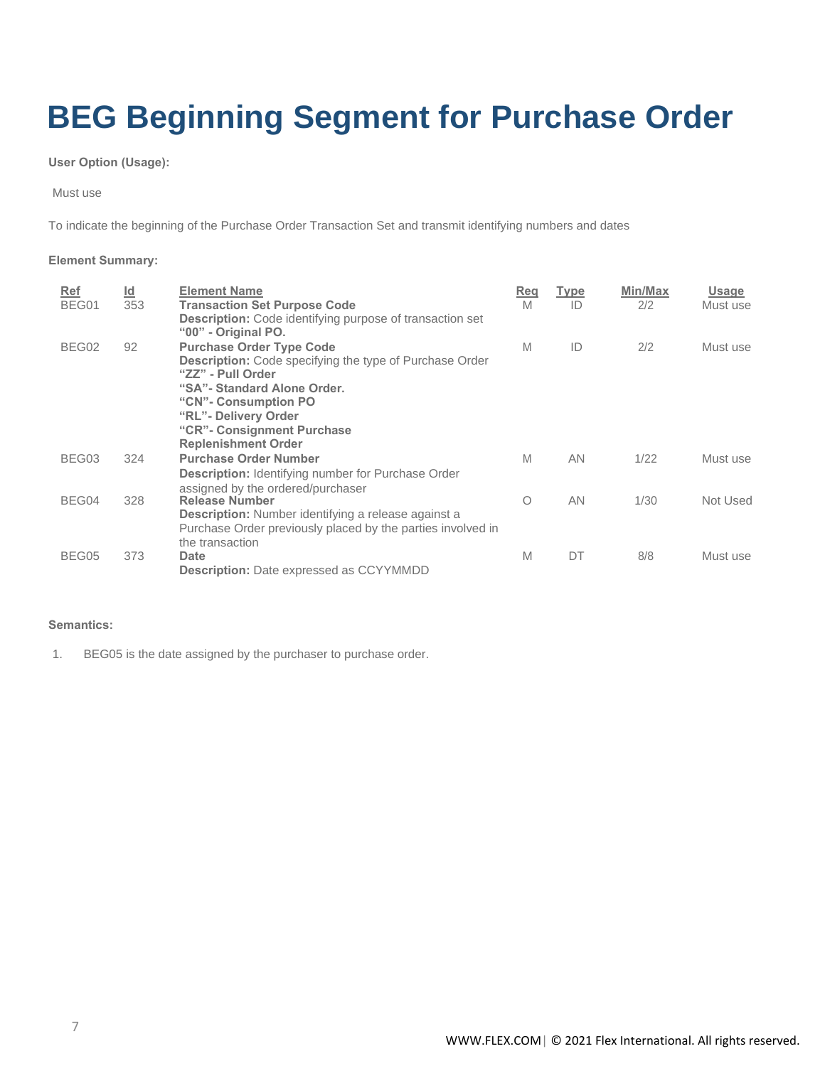# BEG Beginning Segment for Purchase Order

**User Option (Usage):**

Must use

To indicate the beginning of the Purchase Order Transaction Set and transmit identifying numbers and dates

**Element Summary:**

| Ref | Id | Element Name | Req | Type | Min/Max | Usage |
|---|---|---|---|---|---|---|
| BEG01 | 353 | **Transaction Set Purpose Code**<br>**Description:** Code identifying purpose of transaction set<br>**"00" - Original PO.** | M | ID | 2/2 | Must use |
| BEG02 | 92 | **Purchase Order Type Code**<br>**Description:** Code specifying the type of Purchase Order<br>**"ZZ" - Pull Order**<br>**"SA"- Standard Alone Order.**<br>**"CN"- Consumption PO**<br>**"RL"- Delivery Order**<br>**"CR"- Consignment Purchase Replenishment Order** | M | ID | 2/2 | Must use |
| BEG03 | 324 | **Purchase Order Number**<br>**Description:** Identifying number for Purchase Order assigned by the ordered/purchaser | M | AN | 1/22 | Must use |
| BEG04 | 328 | **Release Number**<br>**Description:** Number identifying a release against a Purchase Order previously placed by the parties involved in the transaction | O | AN | 1/30 | Not Used |
| BEG05 | 373 | **Date**<br>**Description:** Date expressed as CCYYMMDD | M | DT | 8/8 | Must use |

**Semantics:**

1. BEG05 is the date assigned by the purchaser to purchase order.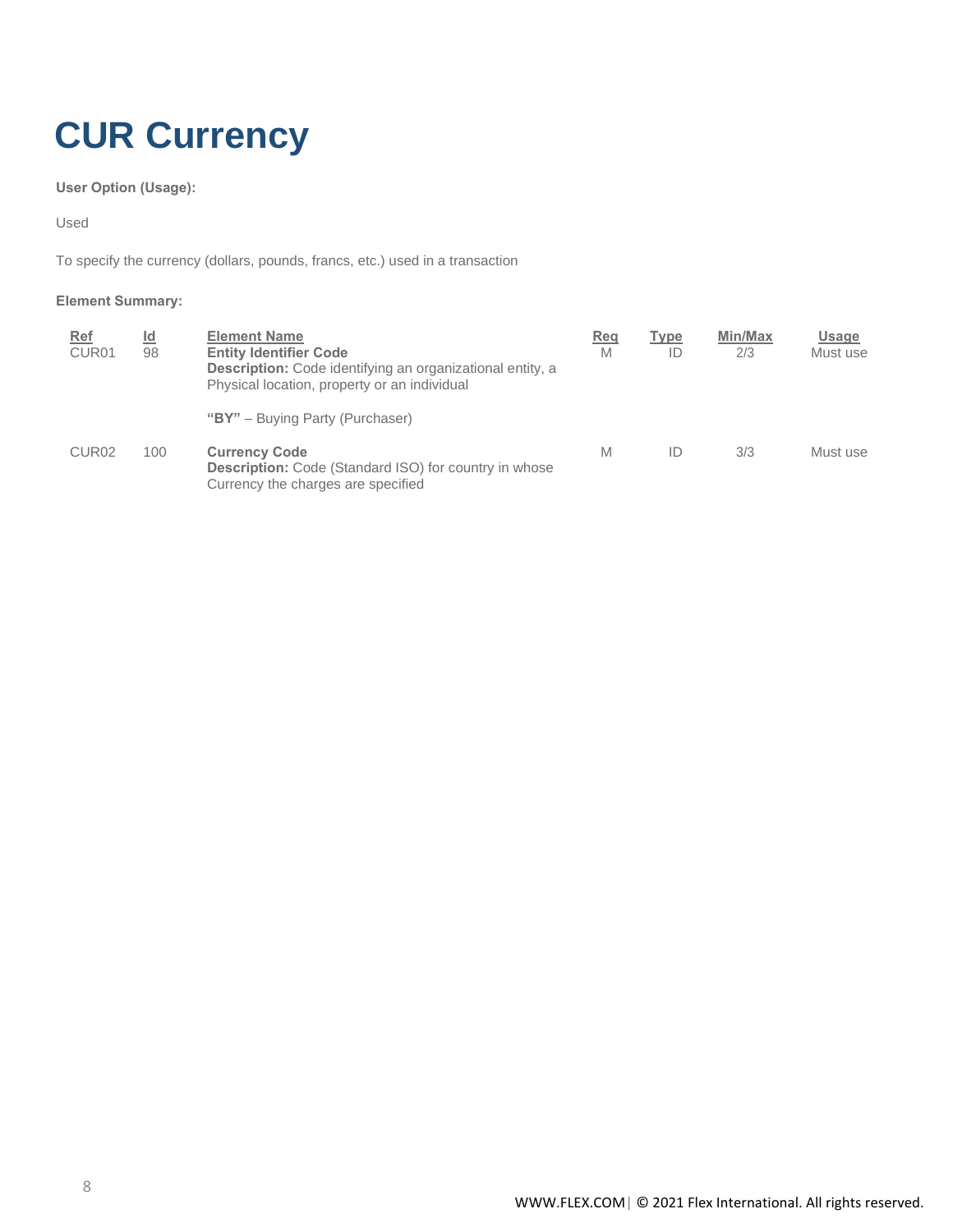# CUR Currency

**User Option (Usage):**

Used

To specify the currency (dollars, pounds, francs, etc.) used in a transaction

**Element Summary:**

| Ref | Id | Element Name | Req | Type | Min/Max | Usage |
|---|---|---|---|---|---|---|
| CUR01 | 98 | **Entity Identifier Code**<br>**Description:** Code identifying an organizational entity, a Physical location, property or an individual<br><br>**"BY"** – Buying Party (Purchaser) | M | ID | 2/3 | Must use |
| CUR02 | 100 | **Currency Code**<br>**Description:** Code (Standard ISO) for country in whose Currency the charges are specified | M | ID | 3/3 | Must use |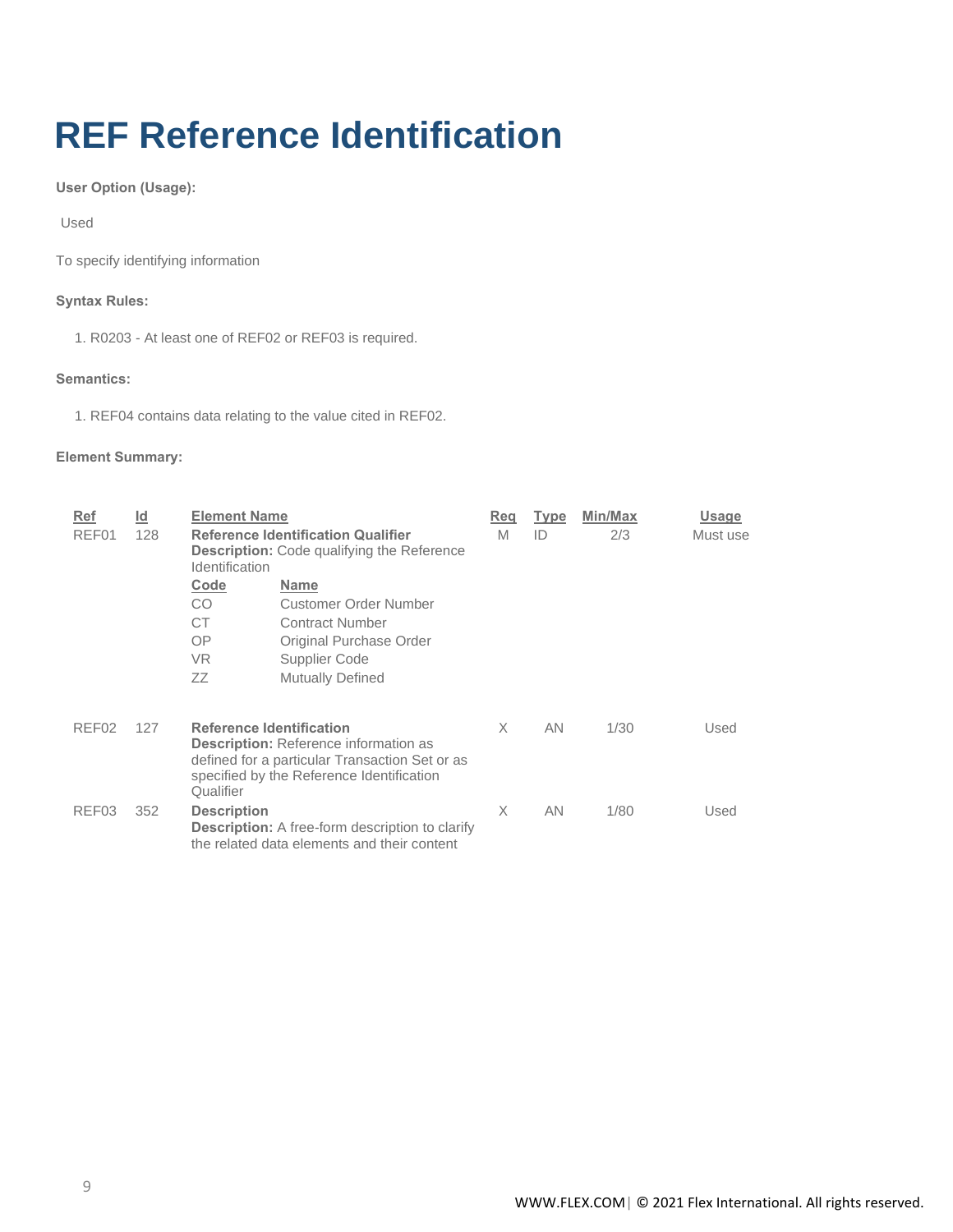# REF Reference Identification

**User Option (Usage):**

Used

To specify identifying information

**Syntax Rules:**

1. R0203 - At least one of REF02 or REF03 is required.

**Semantics:**

1. REF04 contains data relating to the value cited in REF02.

**Element Summary:**

| Ref | Id | Element Name | Req | Type | Min/Max | Usage |
|---|---|---|---|---|---|---|
| REF01 | 128 | **Reference Identification Qualifier**<br>**Description:** Code qualifying the Reference Identification<br>**Code** / **Name**<br>CO – Customer Order Number<br>CT – Contract Number<br>OP – Original Purchase Order<br>VR – Supplier Code<br>ZZ – Mutually Defined | M | ID | 2/3 | Must use |
| REF02 | 127 | **Reference Identification**<br>**Description:** Reference information as defined for a particular Transaction Set or as specified by the Reference Identification Qualifier | X | AN | 1/30 | Used |
| REF03 | 352 | **Description**<br>**Description:** A free-form description to clarify the related data elements and their content | X | AN | 1/80 | Used |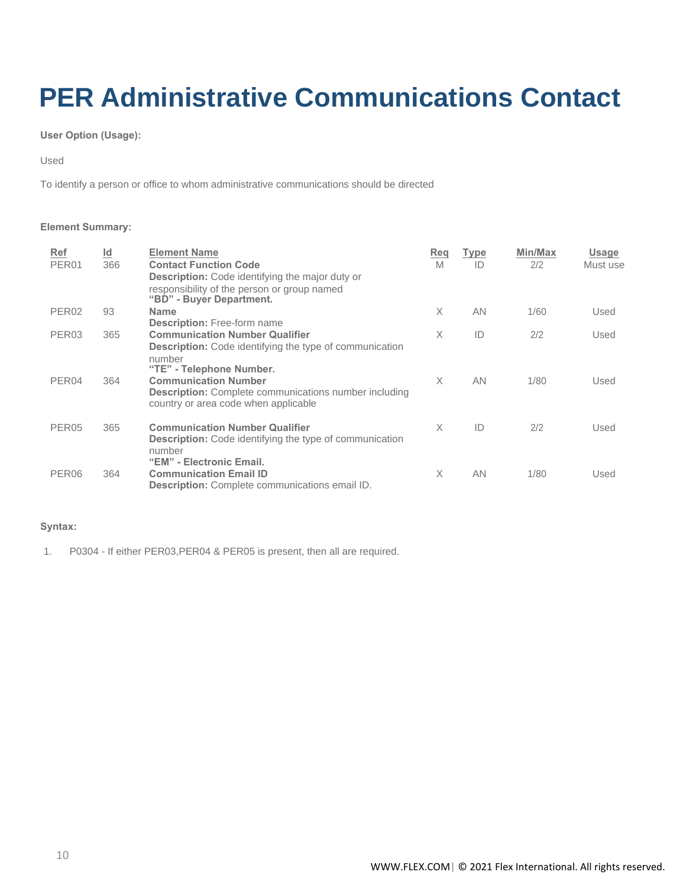# PER Administrative Communications Contact

**User Option (Usage):**

Used

To identify a person or office to whom administrative communications should be directed

**Element Summary:**

| Ref | Id | Element Name | Req | Type | Min/Max | Usage |
|---|---|---|---|---|---|---|
| PER01 | 366 | **Contact Function Code**<br>**Description:** Code identifying the major duty or responsibility of the person or group named<br>**"BD" - Buyer Department.** | M | ID | 2/2 | Must use |
| PER02 | 93 | **Name**<br>**Description:** Free-form name | X | AN | 1/60 | Used |
| PER03 | 365 | **Communication Number Qualifier**<br>**Description:** Code identifying the type of communication number<br>**"TE" - Telephone Number.** | X | ID | 2/2 | Used |
| PER04 | 364 | **Communication Number**<br>**Description:** Complete communications number including country or area code when applicable | X | AN | 1/80 | Used |
| PER05 | 365 | **Communication Number Qualifier**<br>**Description:** Code identifying the type of communication number<br>**"EM" - Electronic Email.** | X | ID | 2/2 | Used |
| PER06 | 364 | **Communication Email ID**<br>**Description:** Complete communications email ID. | X | AN | 1/80 | Used |

**Syntax:**

1. P0304 - If either PER03,PER04 & PER05 is present, then all are required.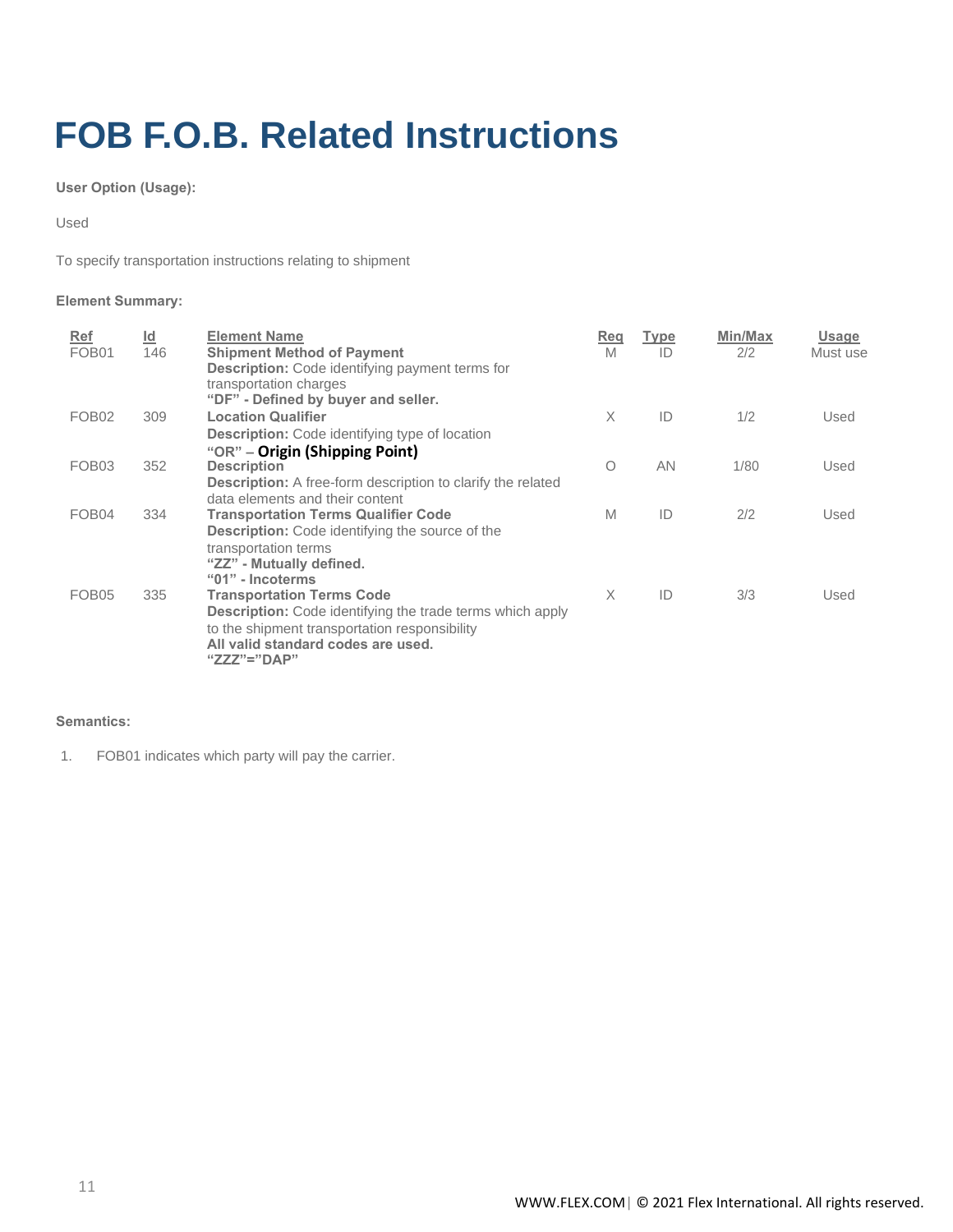# FOB F.O.B. Related Instructions

**User Option (Usage):**

Used

To specify transportation instructions relating to shipment

**Element Summary:**

| Ref | Id | Element Name | Req | Type | Min/Max | Usage |
|---|---|---|---|---|---|---|
| FOB01 | 146 | **Shipment Method of Payment**<br>**Description:** Code identifying payment terms for transportation charges<br>**"DF" - Defined by buyer and seller.** | M | ID | 2/2 | Must use |
| FOB02 | 309 | **Location Qualifier**<br>**Description:** Code identifying type of location<br>"OR" – **Origin (Shipping Point)** | X | ID | 1/2 | Used |
| FOB03 | 352 | **Description**<br>**Description:** A free-form description to clarify the related data elements and their content | O | AN | 1/80 | Used |
| FOB04 | 334 | **Transportation Terms Qualifier Code**<br>**Description:** Code identifying the source of the transportation terms<br>**"ZZ" - Mutually defined.**<br>**"01" - Incoterms** | M | ID | 2/2 | Used |
| FOB05 | 335 | **Transportation Terms Code**<br>**Description:** Code identifying the trade terms which apply to the shipment transportation responsibility<br>**All valid standard codes are used.**<br>**"ZZZ"="DAP"** | X | ID | 3/3 | Used |

**Semantics:**

1. FOB01 indicates which party will pay the carrier.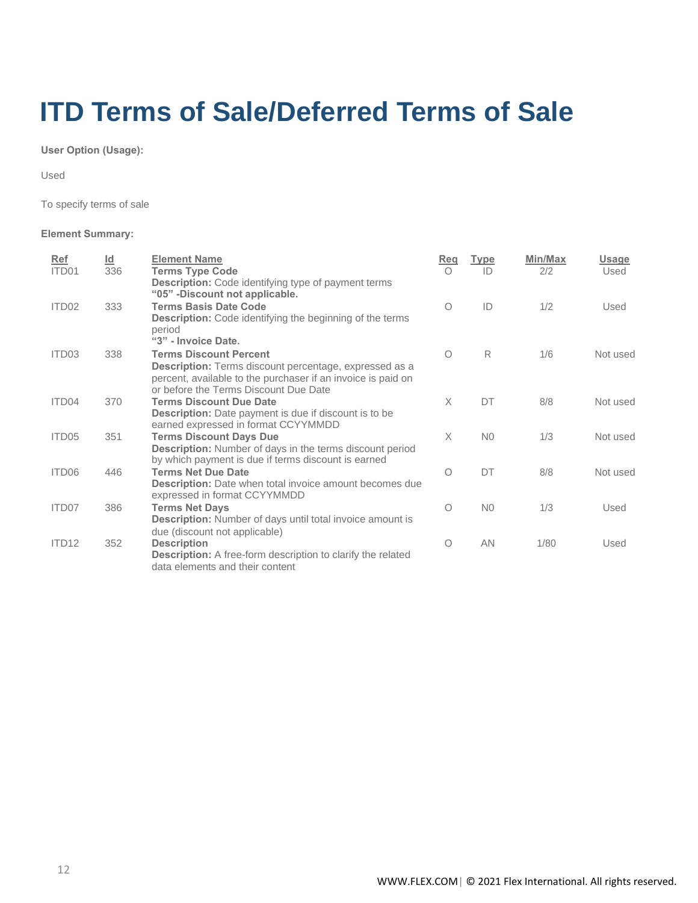# ITD Terms of Sale/Deferred Terms of Sale

**User Option (Usage):**

Used

To specify terms of sale

**Element Summary:**

| Ref | Id | Element Name | Req | Type | Min/Max | Usage |
|---|---|---|---|---|---|---|
| ITD01 | 336 | **Terms Type Code**<br>**Description:** Code identifying type of payment terms<br>**"05" -Discount not applicable.** | O | ID | 2/2 | Used |
| ITD02 | 333 | **Terms Basis Date Code**<br>**Description:** Code identifying the beginning of the terms period<br>**"3" - Invoice Date.** | O | ID | 1/2 | Used |
| ITD03 | 338 | **Terms Discount Percent**<br>**Description:** Terms discount percentage, expressed as a percent, available to the purchaser if an invoice is paid on or before the Terms Discount Due Date | O | R | 1/6 | Not used |
| ITD04 | 370 | **Terms Discount Due Date**<br>**Description:** Date payment is due if discount is to be earned expressed in format CCYYMMDD | X | DT | 8/8 | Not used |
| ITD05 | 351 | **Terms Discount Days Due**<br>**Description:** Number of days in the terms discount period by which payment is due if terms discount is earned | X | N0 | 1/3 | Not used |
| ITD06 | 446 | **Terms Net Due Date**<br>**Description:** Date when total invoice amount becomes due expressed in format CCYYMMDD | O | DT | 8/8 | Not used |
| ITD07 | 386 | **Terms Net Days**<br>**Description:** Number of days until total invoice amount is due (discount not applicable) | O | N0 | 1/3 | Used |
| ITD12 | 352 | **Description**<br>**Description:** A free-form description to clarify the related data elements and their content | O | AN | 1/80 | Used |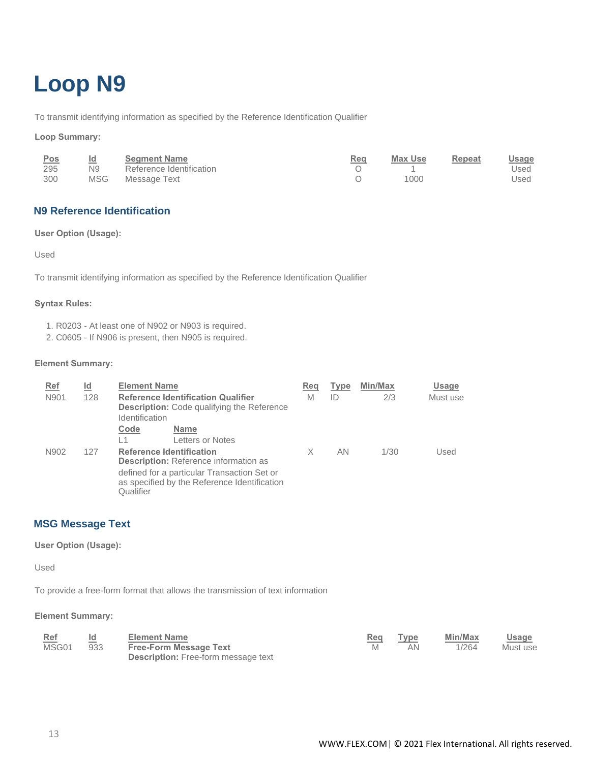# Loop N9

To transmit identifying information as specified by the Reference Identification Qualifier

**Loop Summary:**

| Pos | Id | Segment Name | Req | Max Use | Repeat | Usage |
|---|---|---|---|---|---|---|
| 295 | N9 | Reference Identification | O | 1 | | Used |
| 300 | MSG | Message Text | O | 1000 | | Used |

## N9 Reference Identification

**User Option (Usage):**

Used

To transmit identifying information as specified by the Reference Identification Qualifier

**Syntax Rules:**

1. R0203 - At least one of N902 or N903 is required.
2. C0605 - If N906 is present, then N905 is required.

**Element Summary:**

| Ref | Id | Element Name | Req | Type | Min/Max | Usage |
|---|---|---|---|---|---|---|
| N901 | 128 | **Reference Identification Qualifier** <br> **Description:** Code qualifying the Reference Identification <br> **Code** / **Name** <br> L1 / Letters or Notes | M | ID | 2/3 | Must use |
| N902 | 127 | **Reference Identification** <br> **Description:** Reference information as defined for a particular Transaction Set or as specified by the Reference Identification Qualifier | X | AN | 1/30 | Used |

## MSG Message Text

**User Option (Usage):**

Used

To provide a free-form format that allows the transmission of text information

**Element Summary:**

| Ref | Id | Element Name | Req | Type | Min/Max | Usage |
|---|---|---|---|---|---|---|
| MSG01 | 933 | **Free-Form Message Text** <br> **Description:** Free-form message text | M | AN | 1/264 | Must use |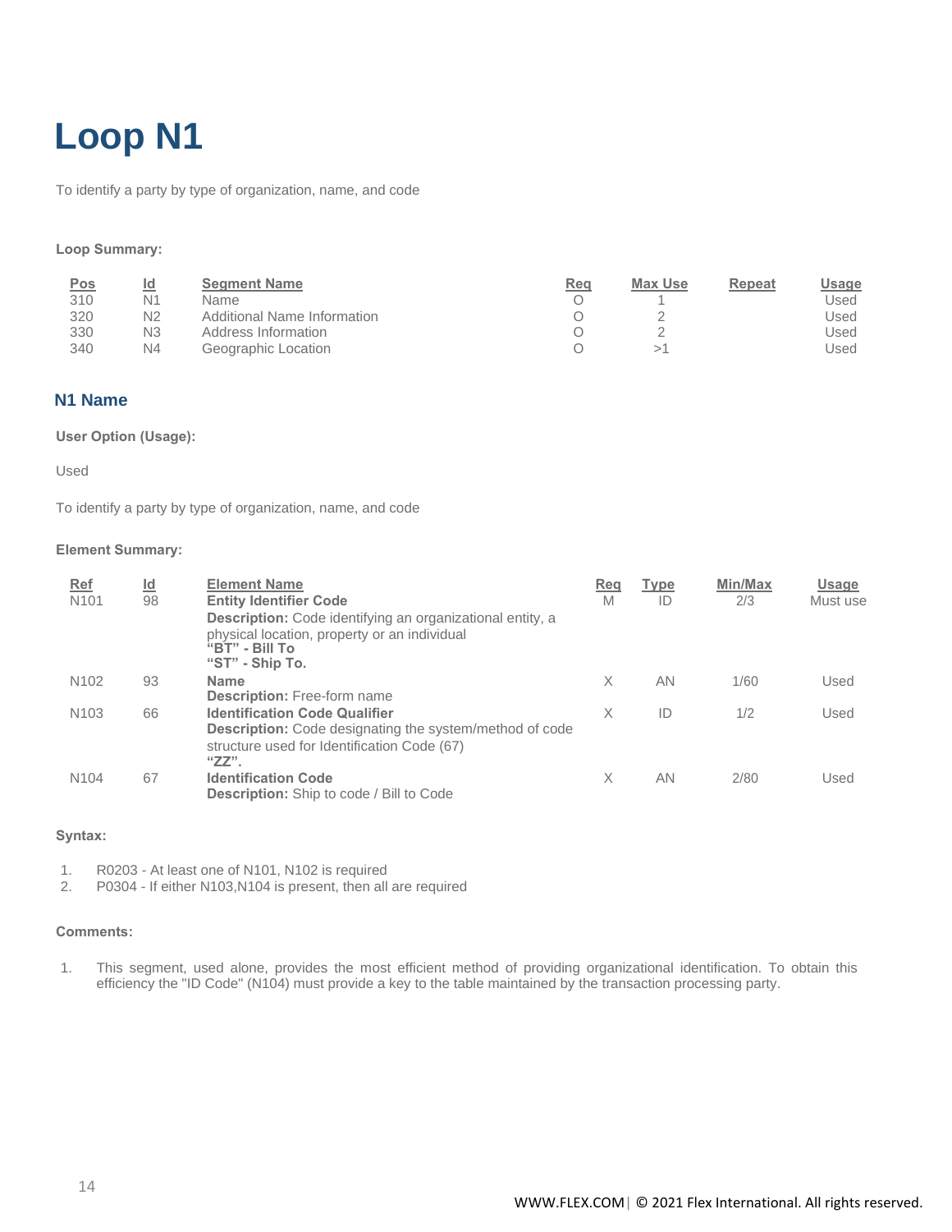# Loop N1

To identify a party by type of organization, name, and code

**Loop Summary:**

| Pos | Id | Segment Name | Req | Max Use | Repeat | Usage |
|---|---|---|---|---|---|---|
| 310 | N1 | Name | O | 1 | | Used |
| 320 | N2 | Additional Name Information | O | 2 | | Used |
| 330 | N3 | Address Information | O | 2 | | Used |
| 340 | N4 | Geographic Location | O | >1 | | Used |

## N1 Name

**User Option (Usage):**

Used

To identify a party by type of organization, name, and code

**Element Summary:**

| Ref | Id | Element Name | Req | Type | Min/Max | Usage |
|---|---|---|---|---|---|---|
| N101 | 98 | **Entity Identifier Code**<br>**Description:** Code identifying an organizational entity, a physical location, property or an individual<br>**"BT" - Bill To**<br>**"ST" - Ship To.** | M | ID | 2/3 | Must use |
| N102 | 93 | **Name**<br>**Description:** Free-form name | X | AN | 1/60 | Used |
| N103 | 66 | **Identification Code Qualifier**<br>**Description:** Code designating the system/method of code structure used for Identification Code (67)<br>**"ZZ".** | X | ID | 1/2 | Used |
| N104 | 67 | **Identification Code**<br>**Description:** Ship to code / Bill to Code | X | AN | 2/80 | Used |

**Syntax:**

1. R0203 - At least one of N101, N102 is required
2. P0304 - If either N103,N104 is present, then all are required

**Comments:**

1. This segment, used alone, provides the most efficient method of providing organizational identification. To obtain this efficiency the "ID Code" (N104) must provide a key to the table maintained by the transaction processing party.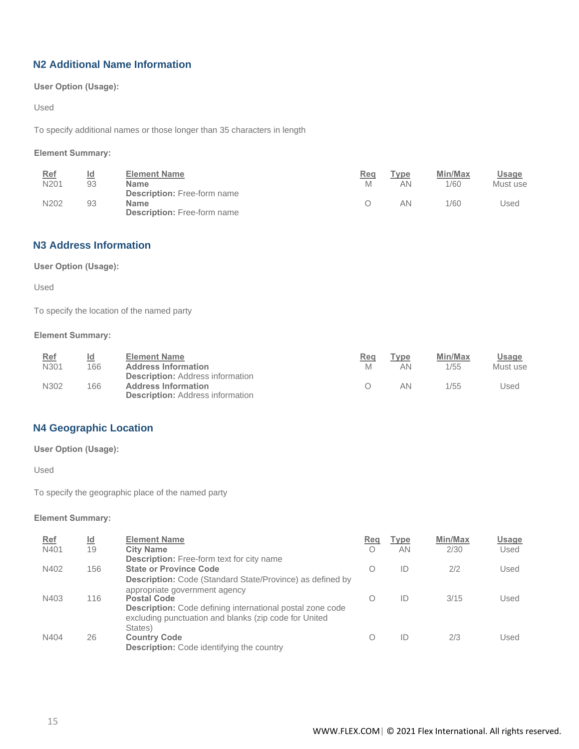## N2 Additional Name Information

**User Option (Usage):**

Used

To specify additional names or those longer than 35 characters in length

**Element Summary:**

| Ref | Id | Element Name | Req | Type | Min/Max | Usage |
|---|---|---|---|---|---|---|
| N201 | 93 | **Name**<br>**Description:** Free-form name | M | AN | 1/60 | Must use |
| N202 | 93 | **Name**<br>**Description:** Free-form name | O | AN | 1/60 | Used |

## N3 Address Information

**User Option (Usage):**

Used

To specify the location of the named party

**Element Summary:**

| Ref | Id | Element Name | Req | Type | Min/Max | Usage |
|---|---|---|---|---|---|---|
| N301 | 166 | **Address Information**<br>**Description:** Address information | M | AN | 1/55 | Must use |
| N302 | 166 | **Address Information**<br>**Description:** Address information | O | AN | 1/55 | Used |

## N4 Geographic Location

**User Option (Usage):**

Used

To specify the geographic place of the named party

**Element Summary:**

| Ref | Id | Element Name | Req | Type | Min/Max | Usage |
|---|---|---|---|---|---|---|
| N401 | 19 | **City Name**<br>**Description:** Free-form text for city name | O | AN | 2/30 | Used |
| N402 | 156 | **State or Province Code**<br>**Description:** Code (Standard State/Province) as defined by appropriate government agency | O | ID | 2/2 | Used |
| N403 | 116 | **Postal Code**<br>**Description:** Code defining international postal zone code excluding punctuation and blanks (zip code for United States) | O | ID | 3/15 | Used |
| N404 | 26 | **Country Code**<br>**Description:** Code identifying the country | O | ID | 2/3 | Used |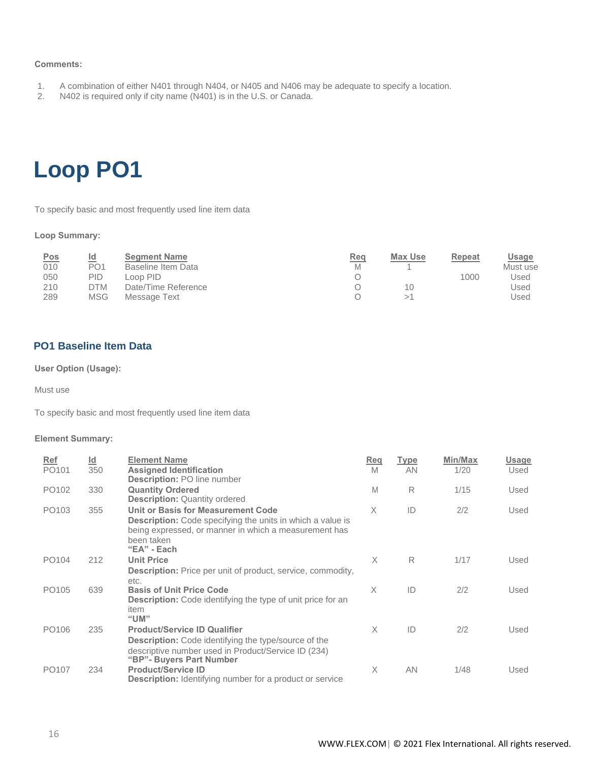**Comments:**

1. A combination of either N401 through N404, or N405 and N406 may be adequate to specify a location.
2. N402 is required only if city name (N401) is in the U.S. or Canada.

# Loop PO1

To specify basic and most frequently used line item data

**Loop Summary:**

| Pos | Id | Segment Name | Req | Max Use | Repeat | Usage |
|---|---|---|---|---|---|---|
| 010 | PO1 | Baseline Item Data | M | 1 | | Must use |
| 050 | PID | Loop PID | O | | 1000 | Used |
| 210 | DTM | Date/Time Reference | O | 10 | | Used |
| 289 | MSG | Message Text | O | >1 | | Used |

## PO1 Baseline Item Data

**User Option (Usage):**

Must use

To specify basic and most frequently used line item data

**Element Summary:**

| Ref | Id | Element Name | Req | Type | Min/Max | Usage |
|---|---|---|---|---|---|---|
| PO101 | 350 | **Assigned Identification**<br>**Description:** PO line number | M | AN | 1/20 | Used |
| PO102 | 330 | **Quantity Ordered**<br>**Description:** Quantity ordered | M | R | 1/15 | Used |
| PO103 | 355 | **Unit or Basis for Measurement Code**<br>**Description:** Code specifying the units in which a value is being expressed, or manner in which a measurement has been taken<br>**"EA" - Each** | X | ID | 2/2 | Used |
| PO104 | 212 | **Unit Price**<br>**Description:** Price per unit of product, service, commodity, etc. | X | R | 1/17 | Used |
| PO105 | 639 | **Basis of Unit Price Code**<br>**Description:** Code identifying the type of unit price for an item<br>**"UM"** | X | ID | 2/2 | Used |
| PO106 | 235 | **Product/Service ID Qualifier**<br>**Description:** Code identifying the type/source of the descriptive number used in Product/Service ID (234)<br>**"BP"- Buyers Part Number** | X | ID | 2/2 | Used |
| PO107 | 234 | **Product/Service ID**<br>**Description:** Identifying number for a product or service | X | AN | 1/48 | Used |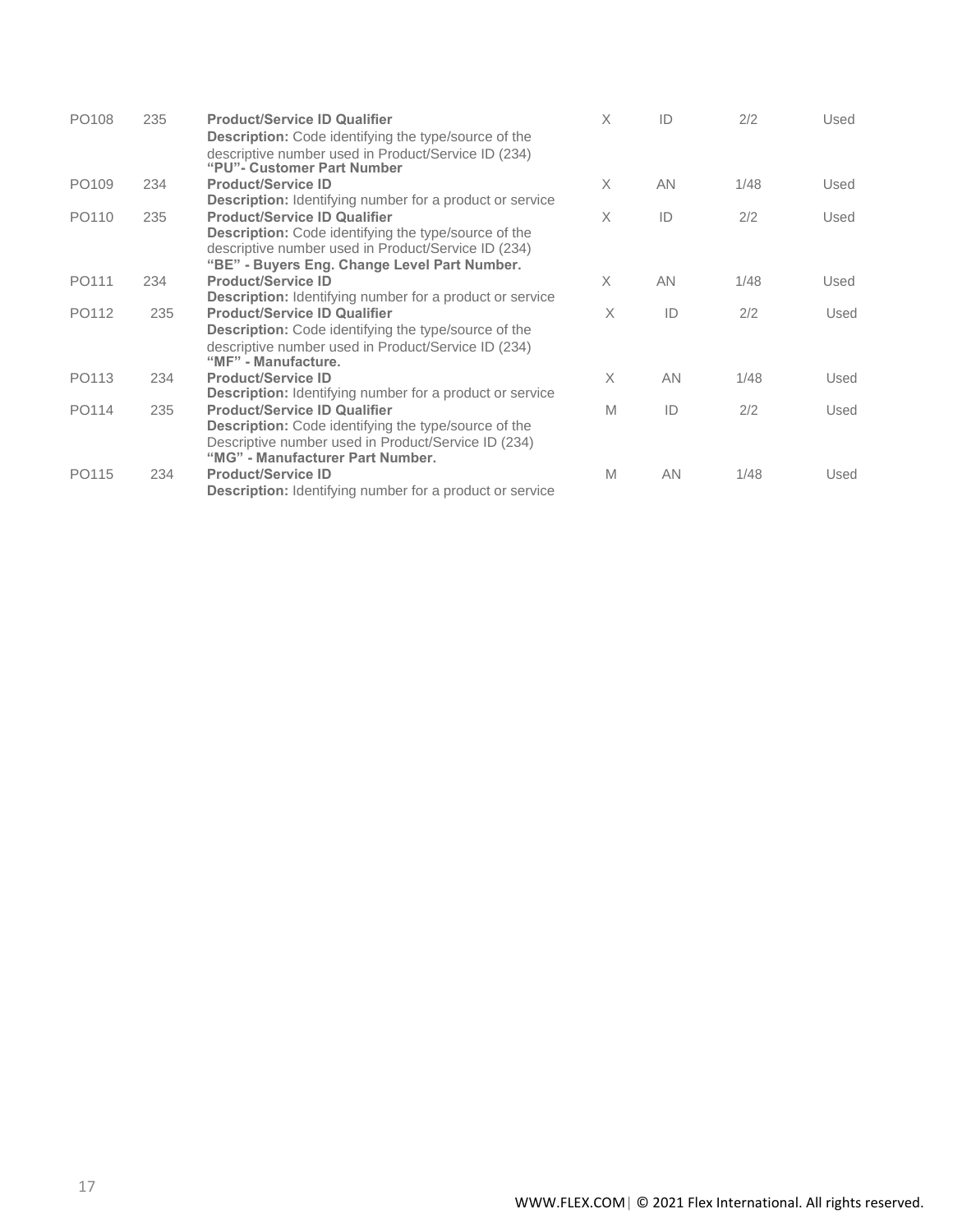| | | | | | | |
|---|---|---|---|---|---|---|
| PO108 | 235 | **Product/Service ID Qualifier**<br>**Description:** Code identifying the type/source of the descriptive number used in Product/Service ID (234)<br>**"PU"- Customer Part Number** | X | ID | 2/2 | Used |
| PO109 | 234 | **Product/Service ID**<br>**Description:** Identifying number for a product or service | X | AN | 1/48 | Used |
| PO110 | 235 | **Product/Service ID Qualifier**<br>**Description:** Code identifying the type/source of the descriptive number used in Product/Service ID (234)<br>**"BE" - Buyers Eng. Change Level Part Number.** | X | ID | 2/2 | Used |
| PO111 | 234 | **Product/Service ID**<br>**Description:** Identifying number for a product or service | X | AN | 1/48 | Used |
| PO112 | 235 | **Product/Service ID Qualifier**<br>**Description:** Code identifying the type/source of the descriptive number used in Product/Service ID (234)<br>**"MF" - Manufacture.** | X | ID | 2/2 | Used |
| PO113 | 234 | **Product/Service ID**<br>**Description:** Identifying number for a product or service | X | AN | 1/48 | Used |
| PO114 | 235 | **Product/Service ID Qualifier**<br>**Description:** Code identifying the type/source of the Descriptive number used in Product/Service ID (234)<br>**"MG" - Manufacturer Part Number.** | M | ID | 2/2 | Used |
| PO115 | 234 | **Product/Service ID**<br>**Description:** Identifying number for a product or service | M | AN | 1/48 | Used |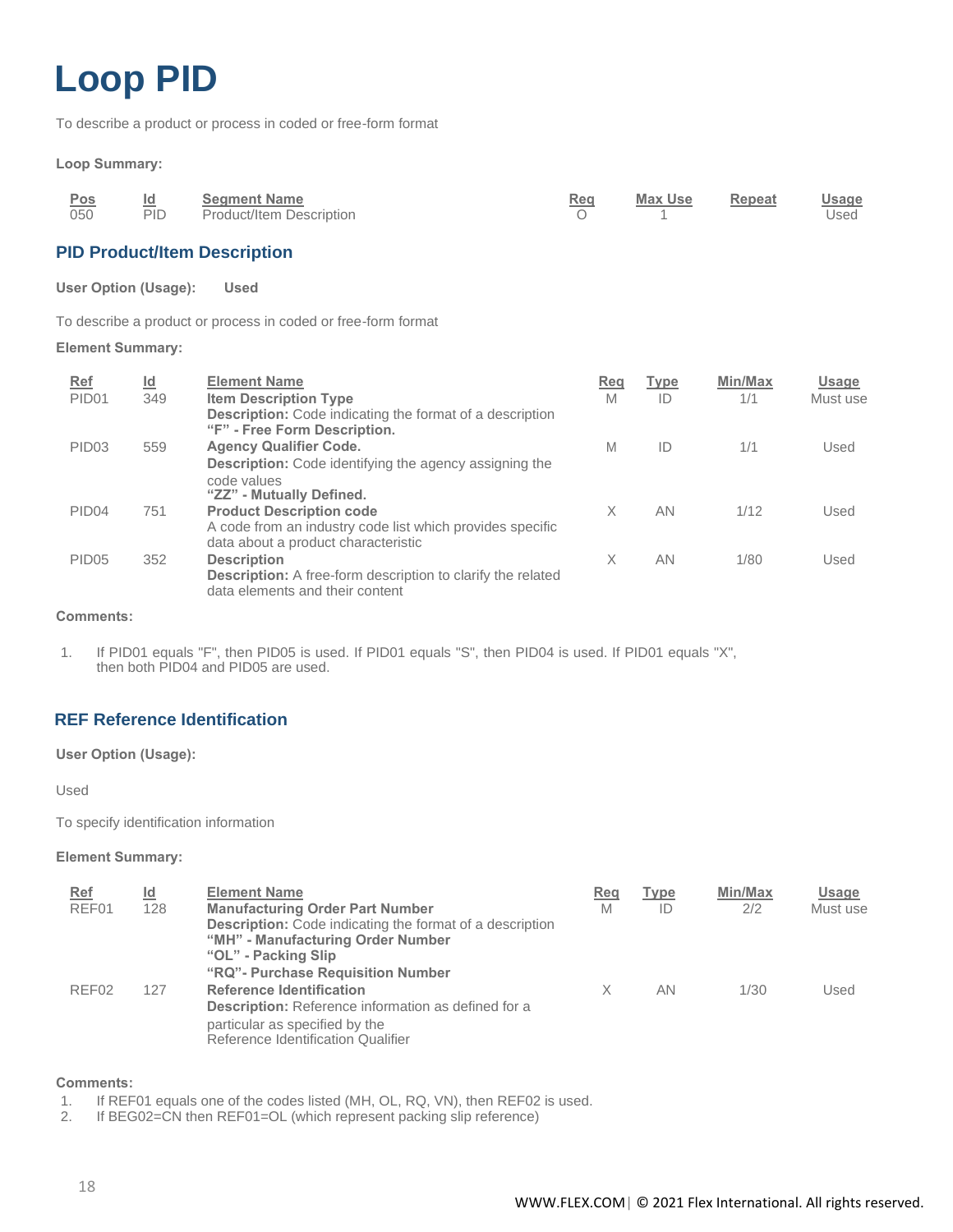# Loop PID

To describe a product or process in coded or free-form format

**Loop Summary:**

| Pos | Id | Segment Name | Req | Max Use | Repeat | Usage |
|---|---|---|---|---|---|---|
| 050 | PID | Product/Item Description | O | 1 | | Used |

## PID Product/Item Description

**User Option (Usage):** **Used**

To describe a product or process in coded or free-form format

**Element Summary:**

| Ref | Id | Element Name | Req | Type | Min/Max | Usage |
|---|---|---|---|---|---|---|
| PID01 | 349 | **Item Description Type**<br>**Description:** Code indicating the format of a description<br>**"F" - Free Form Description.** | M | ID | 1/1 | Must use |
| PID03 | 559 | **Agency Qualifier Code.**<br>**Description:** Code identifying the agency assigning the code values<br>**"ZZ" - Mutually Defined.** | M | ID | 1/1 | Used |
| PID04 | 751 | **Product Description code**<br>A code from an industry code list which provides specific data about a product characteristic | X | AN | 1/12 | Used |
| PID05 | 352 | **Description**<br>**Description:** A free-form description to clarify the related data elements and their content | X | AN | 1/80 | Used |

**Comments:**

1. If PID01 equals "F", then PID05 is used. If PID01 equals "S", then PID04 is used. If PID01 equals "X", then both PID04 and PID05 are used.

## REF Reference Identification

**User Option (Usage):**

Used

To specify identification information

**Element Summary:**

| Ref | Id | Element Name | Req | Type | Min/Max | Usage |
|---|---|---|---|---|---|---|
| REF01 | 128 | **Manufacturing Order Part Number**<br>**Description:** Code indicating the format of a description<br>**"MH" - Manufacturing Order Number**<br>**"OL" - Packing Slip**<br>**"RQ"- Purchase Requisition Number** | M | ID | 2/2 | Must use |
| REF02 | 127 | **Reference Identification**<br>**Description:** Reference information as defined for a particular as specified by the Reference Identification Qualifier | X | AN | 1/30 | Used |

**Comments:**

1. If REF01 equals one of the codes listed (MH, OL, RQ, VN), then REF02 is used.
2. If BEG02=CN then REF01=OL (which represent packing slip reference)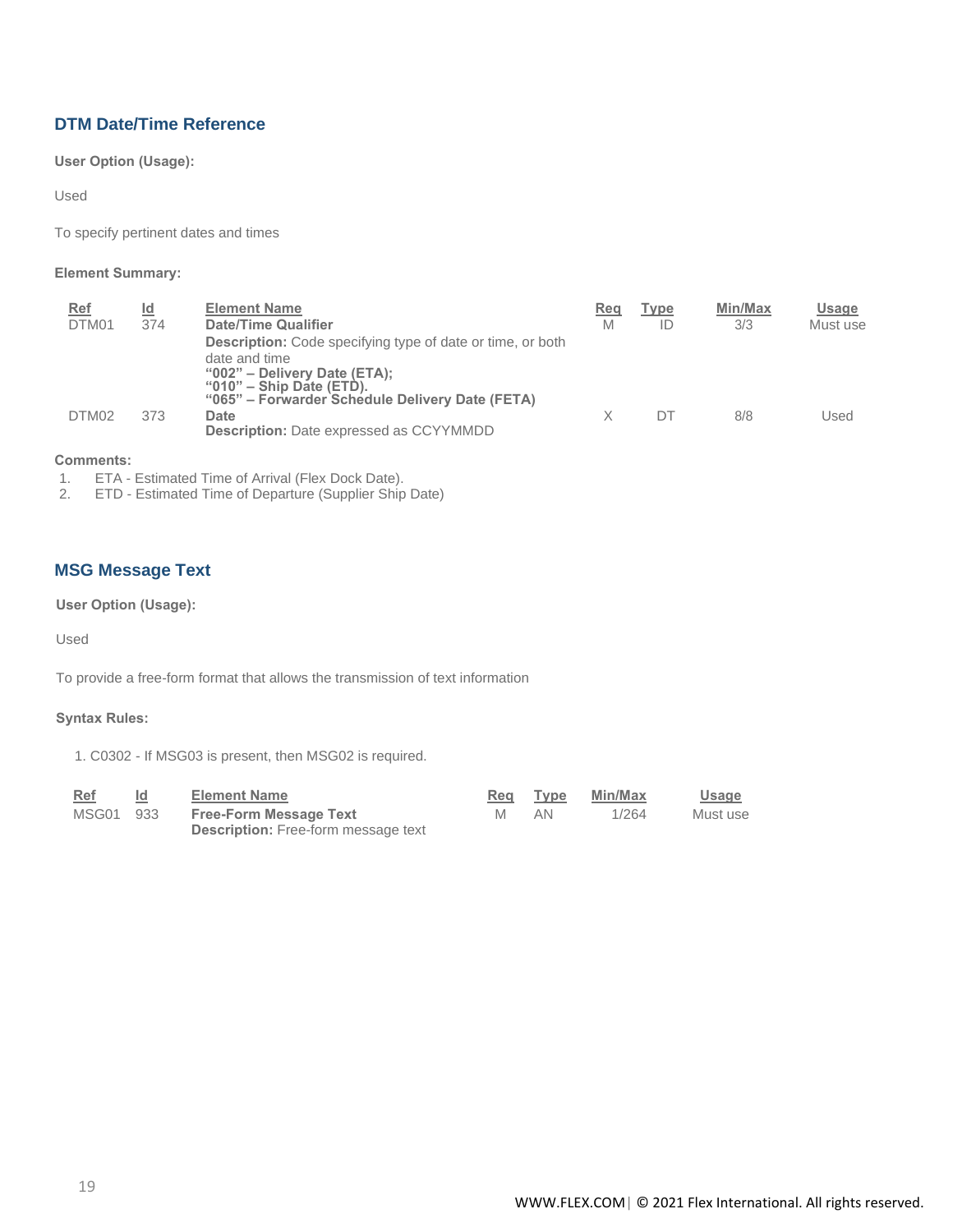## DTM Date/Time Reference

**User Option (Usage):**

Used

To specify pertinent dates and times

**Element Summary:**

| Ref | Id | Element Name | Req | Type | Min/Max | Usage |
|---|---|---|---|---|---|---|
| DTM01 | 374 | **Date/Time Qualifier**<br>**Description:** Code specifying type of date or time, or both date and time<br>**"002" – Delivery Date (ETA);**<br>**"010" – Ship Date (ETD).**<br>**"065" – Forwarder Schedule Delivery Date (FETA)** | M | ID | 3/3 | Must use |
| DTM02 | 373 | **Date**<br>**Description:** Date expressed as CCYYMMDD | X | DT | 8/8 | Used |

**Comments:**

1. ETA - Estimated Time of Arrival (Flex Dock Date).
2. ETD - Estimated Time of Departure (Supplier Ship Date)

## MSG Message Text

**User Option (Usage):**

Used

To provide a free-form format that allows the transmission of text information

**Syntax Rules:**

1. C0302 - If MSG03 is present, then MSG02 is required.

| Ref | Id | Element Name | Req | Type | Min/Max | Usage |
|---|---|---|---|---|---|---|
| MSG01 | 933 | **Free-Form Message Text**<br>**Description:** Free-form message text | M | AN | 1/264 | Must use |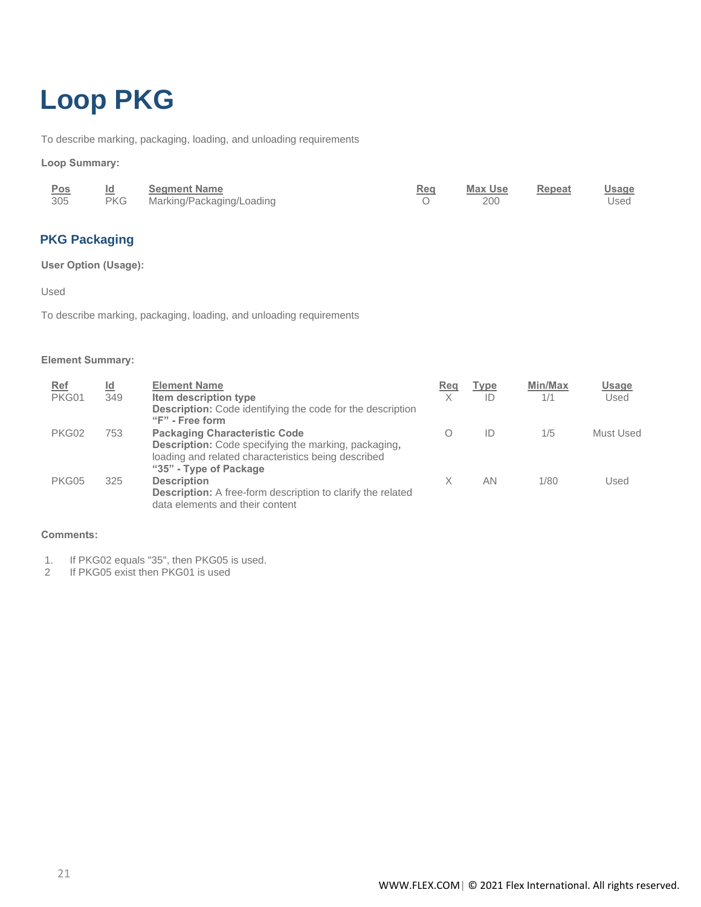# Loop PKG

To describe marking, packaging, loading, and unloading requirements

**Loop Summary:**

| Pos | Id | Segment Name | Req | Max Use | Repeat | Usage |
|---|---|---|---|---|---|---|
| 305 | PKG | Marking/Packaging/Loading | O | 200 | | Used |

## PKG Packaging

**User Option (Usage):**

Used

To describe marking, packaging, loading, and unloading requirements

**Element Summary:**

| Ref | Id | Element Name | Req | Type | Min/Max | Usage |
|---|---|---|---|---|---|---|
| PKG01 | 349 | **Item description type**<br>**Description:** Code identifying the code for the description<br>**"F" - Free form** | X | ID | 1/1 | Used |
| PKG02 | 753 | **Packaging Characteristic Code**<br>**Description:** Code specifying the marking, packaging, loading and related characteristics being described<br>**"35" - Type of Package** | O | ID | 1/5 | Must Used |
| PKG05 | 325 | **Description**<br>**Description:** A free-form description to clarify the related data elements and their content | X | AN | 1/80 | Used |

**Comments:**

1. If PKG02 equals "35", then PKG05 is used.
2. If PKG05 exist then PKG01 is used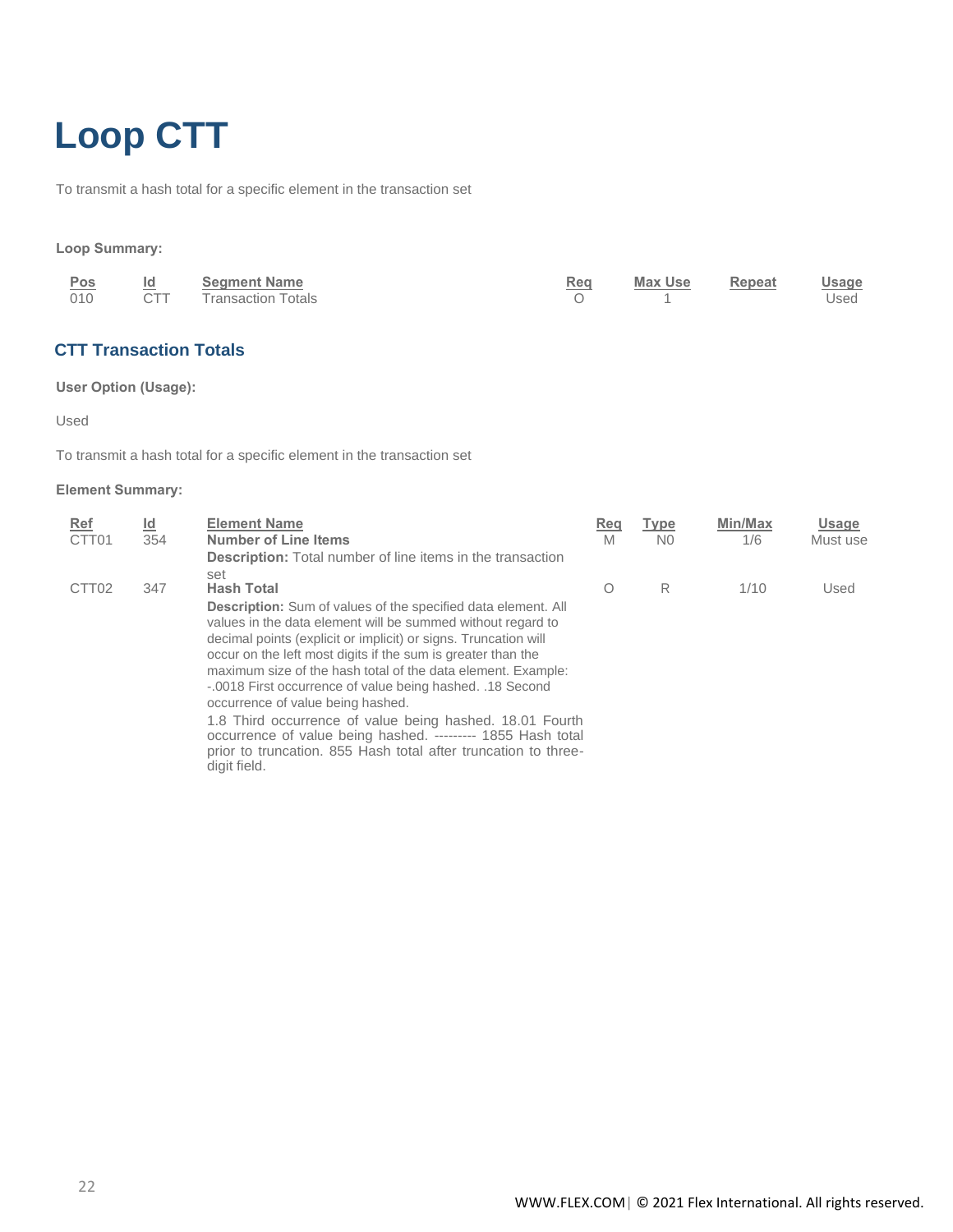# Loop CTT

To transmit a hash total for a specific element in the transaction set

**Loop Summary:**

| Pos | Id | Segment Name | Req | Max Use | Repeat | Usage |
|---|---|---|---|---|---|---|
| 010 | CTT | Transaction Totals | O | 1 | | Used |

## CTT Transaction Totals

**User Option (Usage):**

Used

To transmit a hash total for a specific element in the transaction set

**Element Summary:**

| Ref | Id | Element Name | Req | Type | Min/Max | Usage |
|---|---|---|---|---|---|---|
| CTT01 | 354 | **Number of Line Items**<br>**Description:** Total number of line items in the transaction set | M | N0 | 1/6 | Must use |
| CTT02 | 347 | **Hash Total**<br>**Description:** Sum of values of the specified data element. All values in the data element will be summed without regard to decimal points (explicit or implicit) or signs. Truncation will occur on the left most digits if the sum is greater than the maximum size of the hash total of the data element. Example: -.0018 First occurrence of value being hashed. .18 Second occurrence of value being hashed.<br>1.8 Third occurrence of value being hashed. 18.01 Fourth occurrence of value being hashed. --------- 1855 Hash total prior to truncation. 855 Hash total after truncation to three-digit field. | O | R | 1/10 | Used |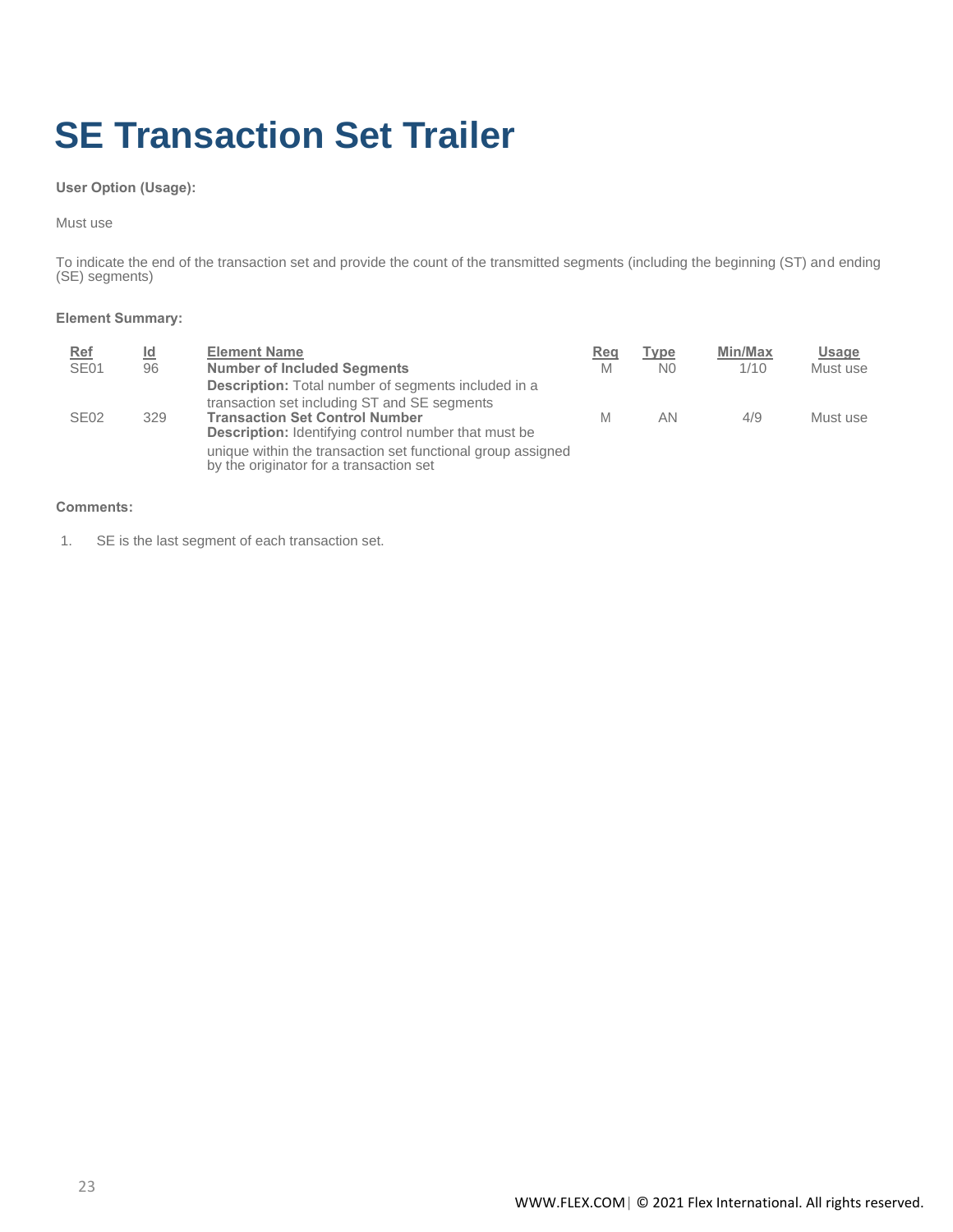# SE Transaction Set Trailer

**User Option (Usage):**

Must use

To indicate the end of the transaction set and provide the count of the transmitted segments (including the beginning (ST) and ending (SE) segments)

**Element Summary:**

| Ref | Id | Element Name | Req | Type | Min/Max | Usage |
|---|---|---|---|---|---|---|
| SE01 | 96 | **Number of Included Segments**<br>**Description:** Total number of segments included in a transaction set including ST and SE segments | M | N0 | 1/10 | Must use |
| SE02 | 329 | **Transaction Set Control Number**<br>**Description:** Identifying control number that must be unique within the transaction set functional group assigned by the originator for a transaction set | M | AN | 4/9 | Must use |

**Comments:**

1. SE is the last segment of each transaction set.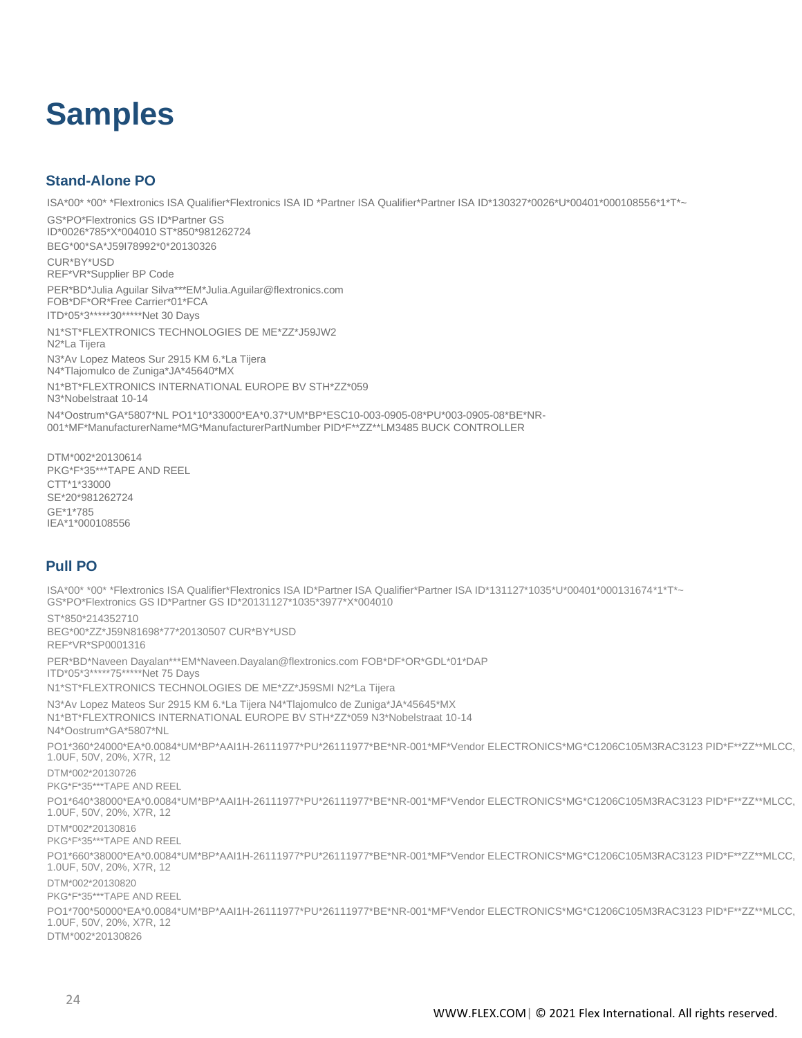# Samples

## Stand-Alone PO

ISA*00* *00* *Flextronics ISA Qualifier*Flextronics ISA ID *Partner ISA Qualifier*Partner ISA ID*130327*0026*U*00401*000108556*1*T*~

GS*PO*Flextronics GS ID*Partner GS ID*0026*785*X*004010 ST*850*981262724

BEG*00*SA*J59I78992*0*20130326

CUR*BY*USD
REF*VR*Supplier BP Code

PER*BD*Julia Aguilar Silva***EM*Julia.Aguilar@flextronics.com
FOB*DF*OR*Free Carrier*01*FCA

ITD*05*3*****30*****Net 30 Days

N1*ST*FLEXTRONICS TECHNOLOGIES DE ME*ZZ*J59JW2
N2*La Tijera

N3*Av Lopez Mateos Sur 2915 KM 6.*La Tijera
N4*Tlajomulco de Zuniga*JA*45640*MX

N1*BT*FLEXTRONICS INTERNATIONAL EUROPE BV STH*ZZ*059
N3*Nobelstraat 10-14

N4*Oostrum*GA*5807*NL PO1*10*33000*EA*0.37*UM*BP*ESC10-003-0905-08*PU*003-0905-08*BE*NR-001*MF*ManufacturerName*MG*ManufacturerPartNumber PID*F**ZZ**LM3485 BUCK CONTROLLER

DTM*002*20130614
PKG*F*35***TAPE AND REEL
CTT*1*33000
SE*20*981262724
GE*1*785
IEA*1*000108556

## Pull PO

ISA*00* *00* *Flextronics ISA Qualifier*Flextronics ISA ID*Partner ISA Qualifier*Partner ISA ID*131127*1035*U*00401*000131674*1*T*~
GS*PO*Flextronics GS ID*Partner GS ID*20131127*1035*3977*X*004010

ST*850*214352710

BEG*00*ZZ*J59N81698*77*20130507 CUR*BY*USD
REF*VR*SP0001316

PER*BD*Naveen Dayalan***EM*Naveen.Dayalan@flextronics.com FOB*DF*OR*GDL*01*DAP
ITD*05*3*****75*****Net 75 Days

N1*ST*FLEXTRONICS TECHNOLOGIES DE ME*ZZ*J59SMI N2*La Tijera

N3*Av Lopez Mateos Sur 2915 KM 6.*La Tijera N4*Tlajomulco de Zuniga*JA*45645*MX
N1*BT*FLEXTRONICS INTERNATIONAL EUROPE BV STH*ZZ*059 N3*Nobelstraat 10-14
N4*Oostrum*GA*5807*NL

PO1*360*24000*EA*0.0084*UM*BP*AAI1H-26111977*PU*26111977*BE*NR-001*MF*Vendor ELECTRONICS*MG*C1206C105M3RAC3123 PID*F**ZZ**MLCC, 1.0UF, 50V, 20%, X7R, 12

DTM*002*20130726
PKG*F*35***TAPE AND REEL

PO1*640*38000*EA*0.0084*UM*BP*AAI1H-26111977*PU*26111977*BE*NR-001*MF*Vendor ELECTRONICS*MG*C1206C105M3RAC3123 PID*F**ZZ**MLCC, 1.0UF, 50V, 20%, X7R, 12

DTM*002*20130816
PKG*F*35***TAPE AND REEL

PO1*660*38000*EA*0.0084*UM*BP*AAI1H-26111977*PU*26111977*BE*NR-001*MF*Vendor ELECTRONICS*MG*C1206C105M3RAC3123 PID*F**ZZ**MLCC, 1.0UF, 50V, 20%, X7R, 12

DTM*002*20130820
PKG*F*35***TAPE AND REEL

PO1*700*50000*EA*0.0084*UM*BP*AAI1H-26111977*PU*26111977*BE*NR-001*MF*Vendor ELECTRONICS*MG*C1206C105M3RAC3123 PID*F**ZZ**MLCC, 1.0UF, 50V, 20%, X7R, 12

DTM*002*20130826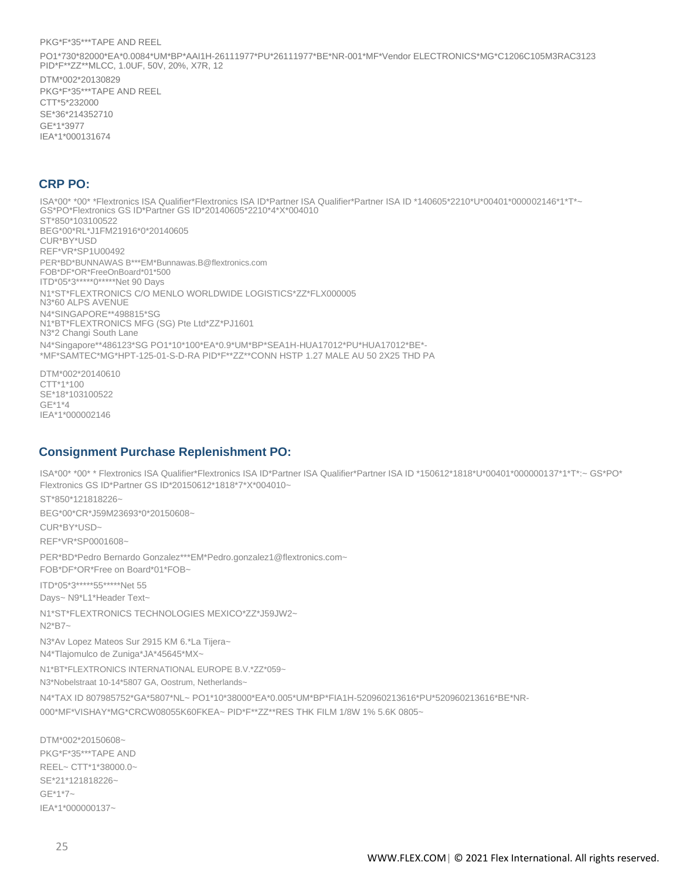PKG*F*35***TAPE AND REEL

PO1*730*82000*EA*0.0084*UM*BP*AAI1H-26111977*PU*26111977*BE*NR-001*MF*Vendor ELECTRONICS*MG*C1206C105M3RAC3123
PID*F**ZZ**MLCC, 1.0UF, 50V, 20%, X7R, 12

DTM*002*20130829

PKG*F*35***TAPE AND REEL

CTT*5*232000

SE*36*214352710

GE*1*3977

IEA*1*000131674

## CRP PO:

ISA*00* *00* *Flextronics ISA Qualifier*Flextronics ISA ID*Partner ISA Qualifier*Partner ISA ID *140605*2210*U*00401*000002146*1*T*~
GS*PO*Flextronics GS ID*Partner GS ID*20140605*2210*4*X*004010
ST*850*103100522
BEG*00*RL*J1FM21916*0*20140605
CUR*BY*USD
REF*VR*SP1U00492
PER*BD*BUNNAWAS B***EM*Bunnawas.B@flextronics.com
FOB*DF*OR*FreeOnBoard*01*500
ITD*05*3*****0*****Net 90 Days
N1*ST*FLEXTRONICS C/O MENLO WORLDWIDE LOGISTICS*ZZ*FLX000005
N3*60 ALPS AVENUE
N4*SINGAPORE**498815*SG
N1*BT*FLEXTRONICS MFG (SG) Pte Ltd*ZZ*PJ1601
N3*2 Changi South Lane
N4*Singapore**486123*SG PO1*10*100*EA*0.9*UM*BP*SEA1H-HUA17012*PU*HUA17012*BE*-
*MF*SAMTEC*MG*HPT-125-01-S-D-RA PID*F**ZZ**CONN HSTP 1.27 MALE AU 50 2X25 THD PA

DTM*002*20140610
CTT*1*100
SE*18*103100522
GE*1*4
IEA*1*000002146

## Consignment Purchase Replenishment PO:

ISA*00* *00* * Flextronics ISA Qualifier*Flextronics ISA ID*Partner ISA Qualifier*Partner ISA ID *150612*1818*U*00401*000000137*1*T*:~ GS*PO* Flextronics GS ID*Partner GS ID*20150612*1818*7*X*004010~

ST*850*121818226~

BEG*00*CR*J59M23693*0*20150608~

CUR*BY*USD~

REF*VR*SP0001608~

PER*BD*Pedro Bernardo Gonzalez***EM*Pedro.gonzalez1@flextronics.com~
FOB*DF*OR*Free on Board*01*FOB~

ITD*05*3*****55*****Net 55
Days~ N9*L1*Header Text~

N1*ST*FLEXTRONICS TECHNOLOGIES MEXICO*ZZ*J59JW2~
N2*B7~

N3*Av Lopez Mateos Sur 2915 KM 6.*La Tijera~
N4*Tlajomulco de Zuniga*JA*45645*MX~

N1*BT*FLEXTRONICS INTERNATIONAL EUROPE B.V.*ZZ*059~

N3*Nobelstraat 10-14*5807 GA, Oostrum, Netherlands~

N4*TAX ID 807985752*GA*5807*NL~ PO1*10*38000*EA*0.005*UM*BP*FIA1H-520960213616*PU*520960213616*BE*NR-000*MF*VISHAY*MG*CRCW08055K60FKEA~ PID*F**ZZ**RES THK FILM 1/8W 1% 5.6K 0805~

DTM*002*20150608~
PKG*F*35***TAPE AND
REEL~ CTT*1*38000.0~
SE*21*121818226~
GE*1*7~
IEA*1*000000137~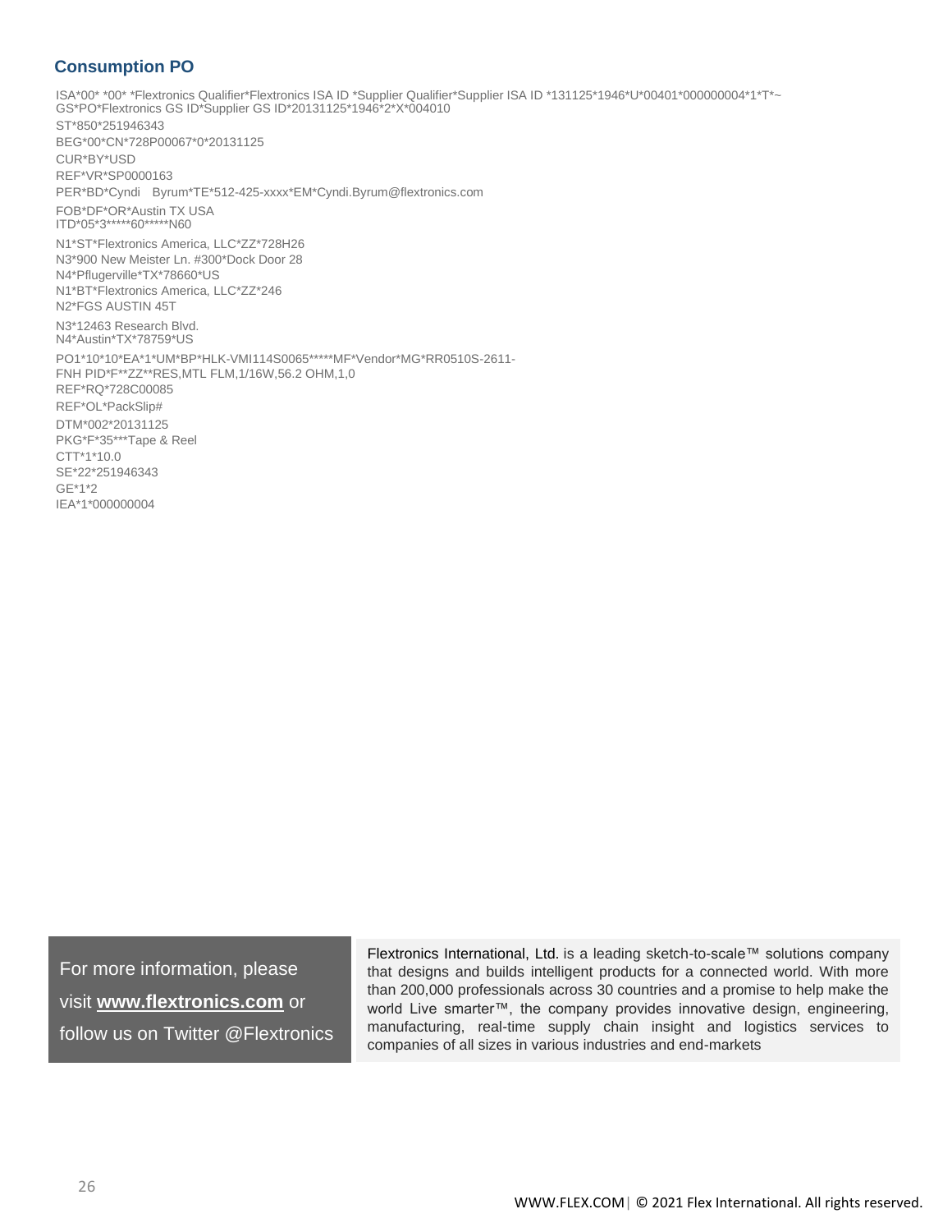## Consumption PO

```
ISA*00* *00* *Flextronics Qualifier*Flextronics ISA ID *Supplier Qualifier*Supplier ISA ID *131125*1946*U*00401*000000004*1*T*~
GS*PO*Flextronics GS ID*Supplier GS ID*20131125*1946*2*X*004010
ST*850*251946343
BEG*00*CN*728P00067*0*20131125
CUR*BY*USD
REF*VR*SP0000163
PER*BD*Cyndi    Byrum*TE*512-425-xxxx*EM*Cyndi.Byrum@flextronics.com
FOB*DF*OR*Austin TX USA
ITD*05*3*****60*****N60
N1*ST*Flextronics America, LLC*ZZ*728H26
N3*900 New Meister Ln. #300*Dock Door 28
N4*Pflugerville*TX*78660*US
N1*BT*Flextronics America, LLC*ZZ*246
N2*FGS AUSTIN 45T
N3*12463 Research Blvd.
N4*Austin*TX*78759*US
PO1*10*10*EA*1*UM*BP*HLK-VMI114S0065*****MF*Vendor*MG*RR0510S-2611-
FNH PID*F**ZZ**RES,MTL FLM,1/16W,56.2 OHM,1,0
REF*RQ*728C00085
REF*OL*PackSlip#
DTM*002*20131125
PKG*F*35***Tape & Reel
CTT*1*10.0
SE*22*251946343
GE*1*2
IEA*1*000000004
```

For more information, please visit **www.flextronics.com** or follow us on Twitter @Flextronics

Flextronics International, Ltd. is a leading sketch-to-scale™ solutions company that designs and builds intelligent products for a connected world. With more than 200,000 professionals across 30 countries and a promise to help make the world Live smarter™, the company provides innovative design, engineering, manufacturing, real-time supply chain insight and logistics services to companies of all sizes in various industries and end-markets

WWW.FLEX.COM | © 2021 Flex International. All rights reserved.